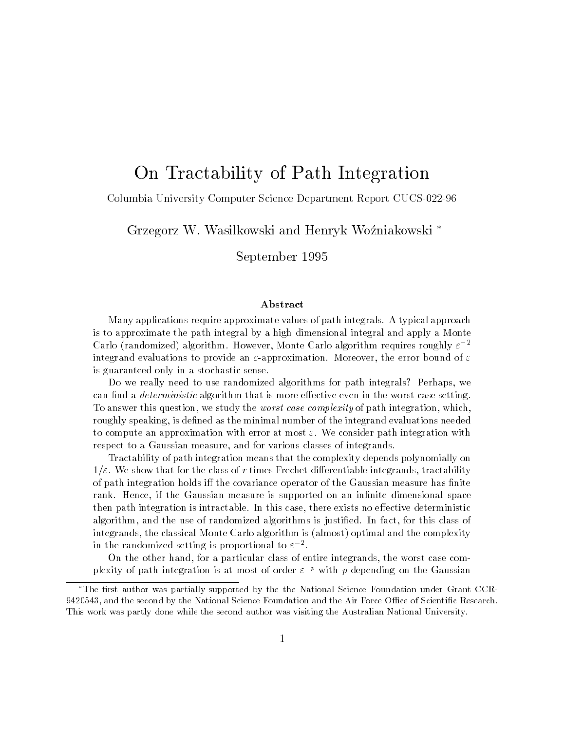# On Tractability of Path Integration

Columbia University Computer Science Department Report CUCS-022-96

Grzegorz W. Wasilkowski and Henryk Woźniakowski [*]

September 1995

### Abstract

Many applications require approximate values of path integrals. A typical approach is to approximate the path integral by a high dimensional integral and apply a Monte Carlo (randomized) algorithm. However, Monte Carlo algorithm requires roughly $\varepsilon^{-2}$ integrand evaluations to provide an $\varepsilon$-approximation. Moreover, the error bound of $\varepsilon$ is guaranteed only in a stochastic sense.

Do we really need to use randomized algorithms for path integrals? Perhaps, we can find a *deterministic* algorithm that is more effective even in the worst case setting. To answer this question, we study the *worst case complexity* of path integration, which, roughly speaking, is defined as the minimal number of the integrand evaluations needed to compute an approximation with error at most $\varepsilon$. We consider path integration with respect to a Gaussian measure, and for various classes of integrands.

Tractability of path integration means that the complexity depends polynomially on $1/\varepsilon$. We show that for the class of $r$ times Frechet differentiable integrands, tractability of path integration holds iff the covariance operator of the Gaussian measure has finite rank. Hence, if the Gaussian measure is supported on an infinite dimensional space then path integration is intractable. In this case, there exists no effective deterministic algorithm, and the use of randomized algorithms is justified. In fact, for this class of integrands, the classical Monte Carlo algorithm is (almost) optimal and the complexity in the randomized setting is proportional to $\varepsilon^{-2}$.

On the other hand, for a particular class of entire integrands, the worst case complexity of path integration is at most of order $\varepsilon^{-p}$ with $p$ depending on the Gaussian

---

[*] The first author was partially supported by the the National Science Foundation under Grant CCR-9420543, and the second by the National Science Foundation and the Air Force Office of Scientific Research. This work was partly done while the second author was visiting the Australian National University.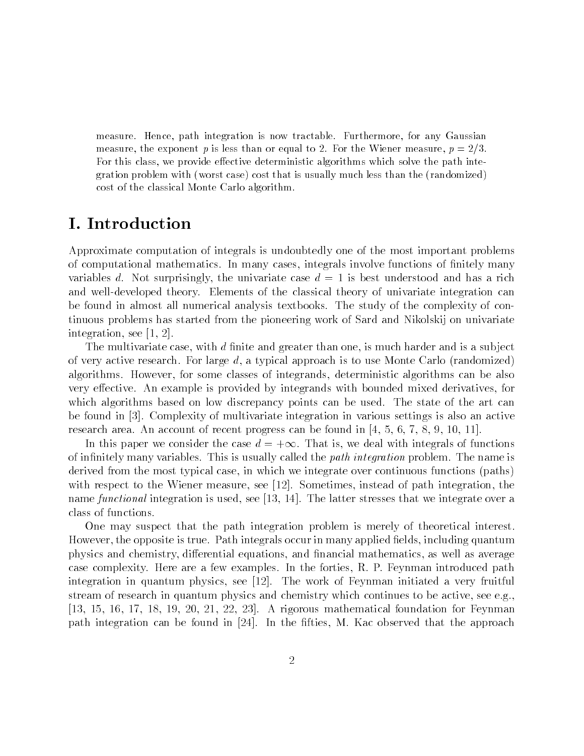measure. Hence, path integration is now tractable. Furthermore, for any Gaussian measure, the exponent $p$ is less than or equal to 2. For the Wiener measure, $p = 2/3$. For this class, we provide effective deterministic algorithms which solve the path integration problem with (worst case) cost that is usually much less than the (randomized) cost of the classical Monte Carlo algorithm.

# I. Introduction

Approximate computation of integrals is undoubtedly one of the most important problems of computational mathematics. In many cases, integrals involve functions of finitely many variables $d$. Not surprisingly, the univariate case $d = 1$ is best understood and has a rich and well-developed theory. Elements of the classical theory of univariate integration can be found in almost all numerical analysis textbooks. The study of the complexity of continuous problems has started from the pioneering work of Sard and Nikolskij on univariate integration, see [1, 2].

The multivariate case, with $d$ finite and greater than one, is much harder and is a subject of very active research. For large $d$, a typical approach is to use Monte Carlo (randomized) algorithms. However, for some classes of integrands, deterministic algorithms can be also very effective. An example is provided by integrands with bounded mixed derivatives, for which algorithms based on low discrepancy points can be used. The state of the art can be found in [3]. Complexity of multivariate integration in various settings is also an active research area. An account of recent progress can be found in [4, 5, 6, 7, 8, 9, 10, 11].

In this paper we consider the case $d = +\infty$. That is, we deal with integrals of functions of infinitely many variables. This is usually called the *path integration* problem. The name is derived from the most typical case, in which we integrate over continuous functions (paths) with respect to the Wiener measure, see [12]. Sometimes, instead of path integration, the name *functional* integration is used, see [13, 14]. The latter stresses that we integrate over a class of functions.

One may suspect that the path integration problem is merely of theoretical interest. However, the opposite is true. Path integrals occur in many applied fields, including quantum physics and chemistry, differential equations, and financial mathematics, as well as average case complexity. Here are a few examples. In the forties, R. P. Feynman introduced path integration in quantum physics, see [12]. The work of Feynman initiated a very fruitful stream of research in quantum physics and chemistry which continues to be active, see e.g., [13, 15, 16, 17, 18, 19, 20, 21, 22, 23]. A rigorous mathematical foundation for Feynman path integration can be found in [24]. In the fifties, M. Kac observed that the approach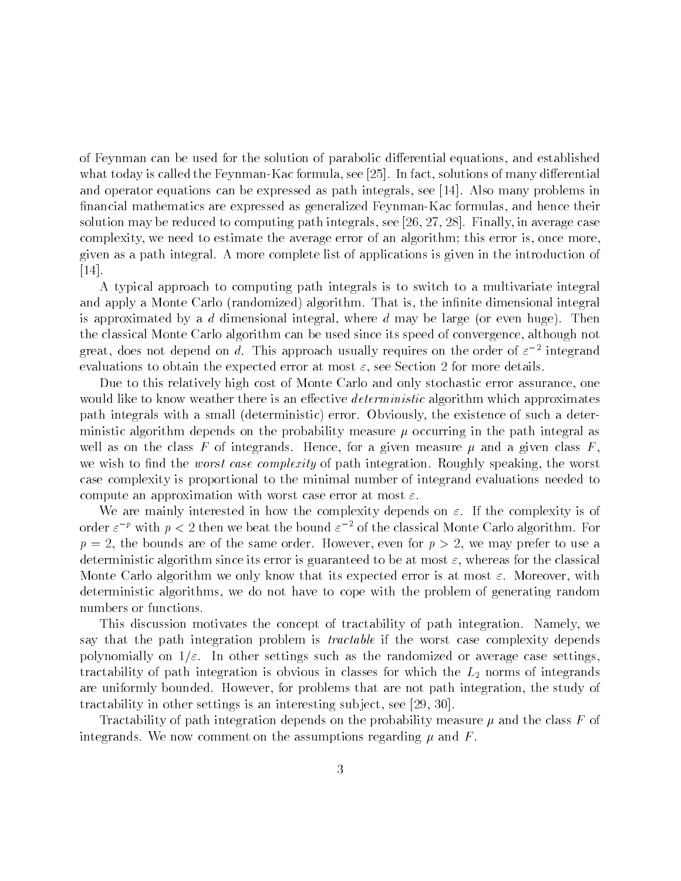of Feynman can be used for the solution of parabolic differential equations, and established what today is called the Feynman-Kac formula, see [25]. In fact, solutions of many differential and operator equations can be expressed as path integrals, see [14]. Also many problems in financial mathematics are expressed as generalized Feynman-Kac formulas, and hence their solution may be reduced to computing path integrals, see [26, 27, 28]. Finally, in average case complexity, we need to estimate the average error of an algorithm; this error is, once more, given as a path integral. A more complete list of applications is given in the introduction of [14].

A typical approach to computing path integrals is to switch to a multivariate integral and apply a Monte Carlo (randomized) algorithm. That is, the infinite dimensional integral is approximated by a $d$ dimensional integral, where $d$ may be large (or even huge). Then the classical Monte Carlo algorithm can be used since its speed of convergence, although not great, does not depend on $d$. This approach usually requires on the order of $\varepsilon^{-2}$ integrand evaluations to obtain the expected error at most $\varepsilon$, see Section 2 for more details.

Due to this relatively high cost of Monte Carlo and only stochastic error assurance, one would like to know weather there is an effective *deterministic* algorithm which approximates path integrals with a small (deterministic) error. Obviously, the existence of such a deterministic algorithm depends on the probability measure $\mu$ occurring in the path integral as well as on the class $F$ of integrands. Hence, for a given measure $\mu$ and a given class $F$, we wish to find the *worst case complexity* of path integration. Roughly speaking, the worst case complexity is proportional to the minimal number of integrand evaluations needed to compute an approximation with worst case error at most $\varepsilon$.

We are mainly interested in how the complexity depends on $\varepsilon$. If the complexity is of order $\varepsilon^{-p}$ with $p < 2$ then we beat the bound $\varepsilon^{-2}$ of the classical Monte Carlo algorithm. For $p = 2$, the bounds are of the same order. However, even for $p > 2$, we may prefer to use a deterministic algorithm since its error is guaranteed to be at most $\varepsilon$, whereas for the classical Monte Carlo algorithm we only know that its expected error is at most $\varepsilon$. Moreover, with deterministic algorithms, we do not have to cope with the problem of generating random numbers or functions.

This discussion motivates the concept of tractability of path integration. Namely, we say that the path integration problem is *tractable* if the worst case complexity depends polynomially on $1/\varepsilon$. In other settings such as the randomized or average case settings, tractability of path integration is obvious in classes for which the $L_2$ norms of integrands are uniformly bounded. However, for problems that are not path integration, the study of tractability in other settings is an interesting subject, see [29, 30].

Tractability of path integration depends on the probability measure $\mu$ and the class $F$ of integrands. We now comment on the assumptions regarding $\mu$ and $F$.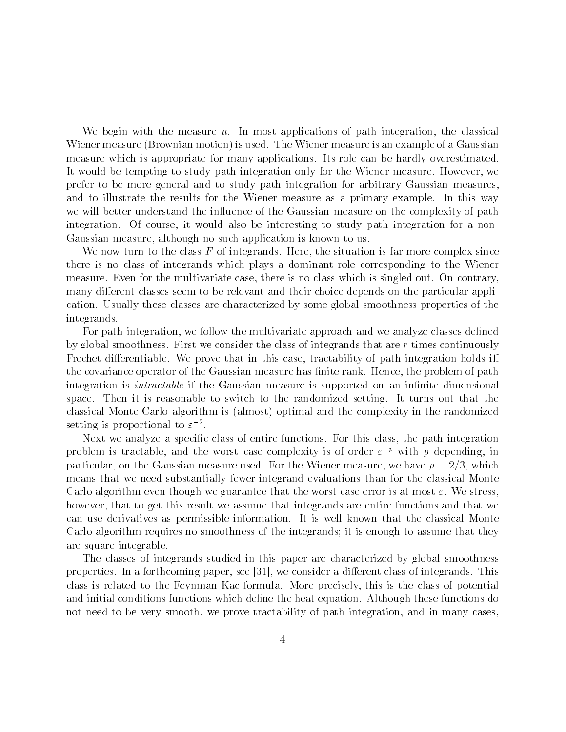We begin with the measure $\mu$. In most applications of path integration, the classical Wiener measure (Brownian motion) is used. The Wiener measure is an example of a Gaussian measure which is appropriate for many applications. Its role can be hardly overestimated. It would be tempting to study path integration only for the Wiener measure. However, we prefer to be more general and to study path integration for arbitrary Gaussian measures, and to illustrate the results for the Wiener measure as a primary example. In this way we will better understand the influence of the Gaussian measure on the complexity of path integration. Of course, it would also be interesting to study path integration for a non-Gaussian measure, although no such application is known to us.

We now turn to the class $F$ of integrands. Here, the situation is far more complex since there is no class of integrands which plays a dominant role corresponding to the Wiener measure. Even for the multivariate case, there is no class which is singled out. On contrary, many different classes seem to be relevant and their choice depends on the particular application. Usually these classes are characterized by some global smoothness properties of the integrands.

For path integration, we follow the multivariate approach and we analyze classes defined by global smoothness. First we consider the class of integrands that are $r$ times continuously Frechet differentiable. We prove that in this case, tractability of path integration holds iff the covariance operator of the Gaussian measure has finite rank. Hence, the problem of path integration is *intractable* if the Gaussian measure is supported on an infinite dimensional space. Then it is reasonable to switch to the randomized setting. It turns out that the classical Monte Carlo algorithm is (almost) optimal and the complexity in the randomized setting is proportional to $\varepsilon^{-2}$.

Next we analyze a specific class of entire functions. For this class, the path integration problem is tractable, and the worst case complexity is of order $\varepsilon^{-p}$ with $p$ depending, in particular, on the Gaussian measure used. For the Wiener measure, we have $p = 2/3$, which means that we need substantially fewer integrand evaluations than for the classical Monte Carlo algorithm even though we guarantee that the worst case error is at most $\varepsilon$. We stress, however, that to get this result we assume that integrands are entire functions and that we can use derivatives as permissible information. It is well known that the classical Monte Carlo algorithm requires no smoothness of the integrands; it is enough to assume that they are square integrable.

The classes of integrands studied in this paper are characterized by global smoothness properties. In a forthcoming paper, see [31], we consider a different class of integrands. This class is related to the Feynman-Kac formula. More precisely, this is the class of potential and initial conditions functions which define the heat equation. Although these functions do not need to be very smooth, we prove tractability of path integration, and in many cases,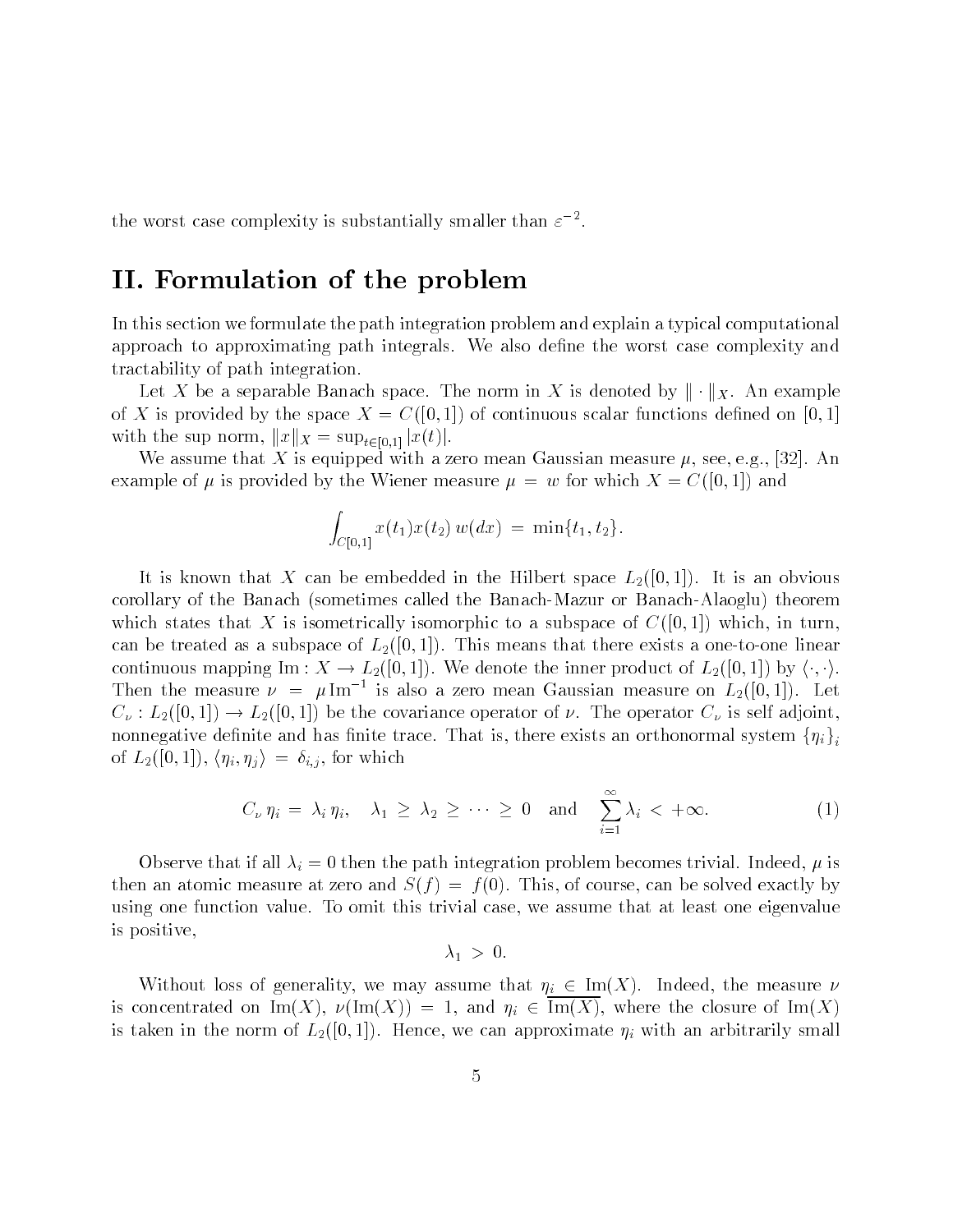the worst case complexity is substantially smaller than $\varepsilon^{-2}$.

## II. Formulation of the problem

In this section we formulate the path integration problem and explain a typical computational approach to approximating path integrals. We also define the worst case complexity and tractability of path integration.

Let $X$ be a separable Banach space. The norm in $X$ is denoted by $\|\cdot\|_X$. An example of $X$ is provided by the space $X = C([0,1])$ of continuous scalar functions defined on $[0,1]$ with the sup norm, $\|x\|_X = \sup_{t\in[0,1]} |x(t)|$.

We assume that $X$ is equipped with a zero mean Gaussian measure $\mu$, see, e.g., [32]. An example of $\mu$ is provided by the Wiener measure $\mu = w$ for which $X = C([0,1])$ and

$$\int_{C[0,1]} x(t_1)x(t_2)\, w(dx) \,=\, \min\{t_1, t_2\}.$$

It is known that $X$ can be embedded in the Hilbert space $L_2([0,1])$. It is an obvious corollary of the Banach (sometimes called the Banach-Mazur or Banach-Alaoglu) theorem which states that $X$ is isometrically isomorphic to a subspace of $C([0,1])$ which, in turn, can be treated as a subspace of $L_2([0,1])$. This means that there exists a one-to-one linear continuous mapping $\mathrm{Im} : X \to L_2([0,1])$. We denote the inner product of $L_2([0,1])$ by $\langle\cdot,\cdot\rangle$. Then the measure $\nu = \mu\,\mathrm{Im}^{-1}$ is also a zero mean Gaussian measure on $L_2([0,1])$. Let $C_\nu : L_2([0,1]) \to L_2([0,1])$ be the covariance operator of $\nu$. The operator $C_\nu$ is self adjoint, nonnegative definite and has finite trace. That is, there exists an orthonormal system $\{\eta_i\}_i$ of $L_2([0,1])$, $\langle\eta_i, \eta_j\rangle = \delta_{i,j}$, for which

$$C_\nu\, \eta_i \,=\, \lambda_i\, \eta_i, \quad \lambda_1 \,\ge\, \lambda_2 \,\ge\, \cdots \,\ge\, 0 \quad \text{and} \quad \sum_{i=1}^{\infty} \lambda_i \,<\, +\infty. \tag{1}$$

Observe that if all $\lambda_i = 0$ then the path integration problem becomes trivial. Indeed, $\mu$ is then an atomic measure at zero and $S(f) = f(0)$. This, of course, can be solved exactly by using one function value. To omit this trivial case, we assume that at least one eigenvalue is positive,

$$\lambda_1 \,>\, 0.$$

Without loss of generality, we may assume that $\eta_i \in \mathrm{Im}(X)$. Indeed, the measure $\nu$ is concentrated on $\mathrm{Im}(X)$, $\nu(\mathrm{Im}(X)) = 1$, and $\eta_i \in \overline{\mathrm{Im}(X)}$, where the closure of $\mathrm{Im}(X)$ is taken in the norm of $L_2([0,1])$. Hence, we can approximate $\eta_i$ with an arbitrarily small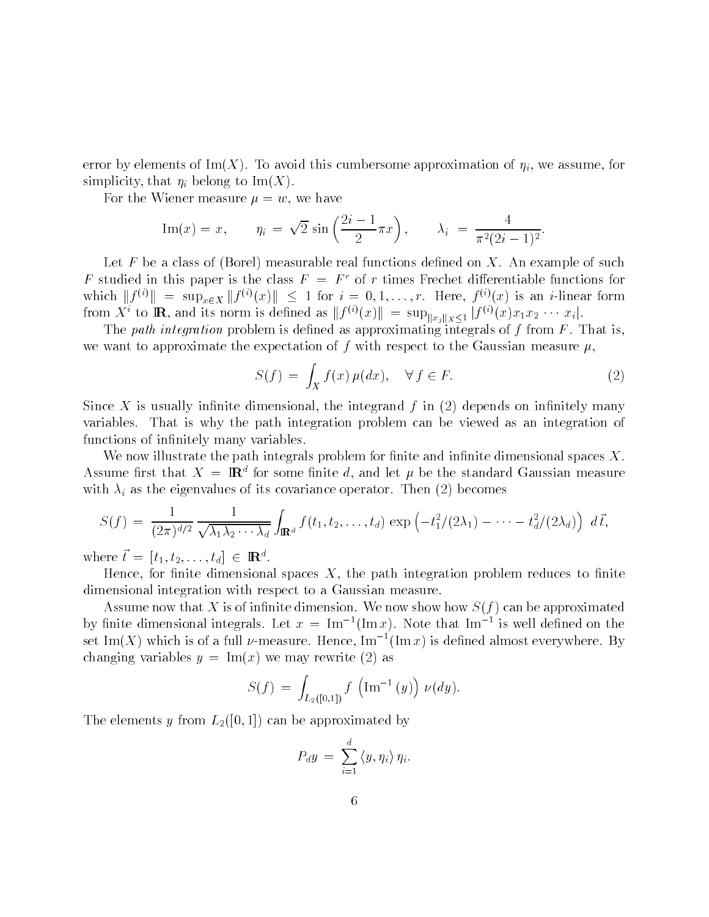error by elements of $\mathrm{Im}(X)$. To avoid this cumbersome approximation of $\eta_i$, we assume, for simplicity, that $\eta_i$ belong to $\mathrm{Im}(X)$.

For the Wiener measure $\mu = w$, we have

$$\mathrm{Im}(x) = x, \qquad \eta_i = \sqrt{2}\, \sin\left(\frac{2i-1}{2}\pi x\right), \qquad \lambda_i = \frac{4}{\pi^2(2i-1)^2}.$$

Let $F$ be a class of (Borel) measurable real functions defined on $X$. An example of such $F$ studied in this paper is the class $F = F^r$ of $r$ times Frechet differentiable functions for which $\|f^{(i)}\| = \sup_{x\in X} \|f^{(i)}(x)\| \le 1$ for $i = 0, 1, \ldots, r$. Here, $f^{(i)}(x)$ is an $i$-linear form from $X^i$ to $\mathbb{R}$, and its norm is defined as $\|f^{(i)}(x)\| = \sup_{\|x_j\|_X \le 1} |f^{(i)}(x) x_1 x_2 \cdots x_i|$.

The *path integration* problem is defined as approximating integrals of $f$ from $F$. That is, we want to approximate the expectation of $f$ with respect to the Gaussian measure $\mu$,

$$S(f) = \int_X f(x)\, \mu(dx), \quad \forall\, f \in F. \tag{2}$$

Since $X$ is usually infinite dimensional, the integrand $f$ in (2) depends on infinitely many variables. That is why the path integration problem can be viewed as an integration of functions of infinitely many variables.

We now illustrate the path integrals problem for finite and infinite dimensional spaces $X$. Assume first that $X = \mathbb{R}^d$ for some finite $d$, and let $\mu$ be the standard Gaussian measure with $\lambda_i$ as the eigenvalues of its covariance operator. Then (2) becomes

$$S(f) = \frac{1}{(2\pi)^{d/2}} \frac{1}{\sqrt{\lambda_1 \lambda_2 \cdots \lambda_d}} \int_{\mathbb{R}^d} f(t_1, t_2, \ldots, t_d) \exp\left(-t_1^2/(2\lambda_1) - \cdots - t_d^2/(2\lambda_d)\right)\, d\,\vec{t},$$

where $\vec{t} = [t_1, t_2, \ldots, t_d] \in \mathbb{R}^d$.

Hence, for finite dimensional spaces $X$, the path integration problem reduces to finite dimensional integration with respect to a Gaussian measure.

Assume now that $X$ is of infinite dimension. We now show how $S(f)$ can be approximated by finite dimensional integrals. Let $x = \mathrm{Im}^{-1}(\mathrm{Im}\, x)$. Note that $\mathrm{Im}^{-1}$ is well defined on the set $\mathrm{Im}(X)$ which is of a full $\nu$-measure. Hence, $\mathrm{Im}^{-1}(\mathrm{Im}\, x)$ is defined almost everywhere. By changing variables $y = \mathrm{Im}(x)$ we may rewrite (2) as

$$S(f) = \int_{L_2([0,1])} f\left(\mathrm{Im}^{-1}(y)\right)\, \nu(dy).$$

The elements $y$ from $L_2([0,1])$ can be approximated by

$$P_d y = \sum_{i=1}^{d} \langle y, \eta_i \rangle\, \eta_i.$$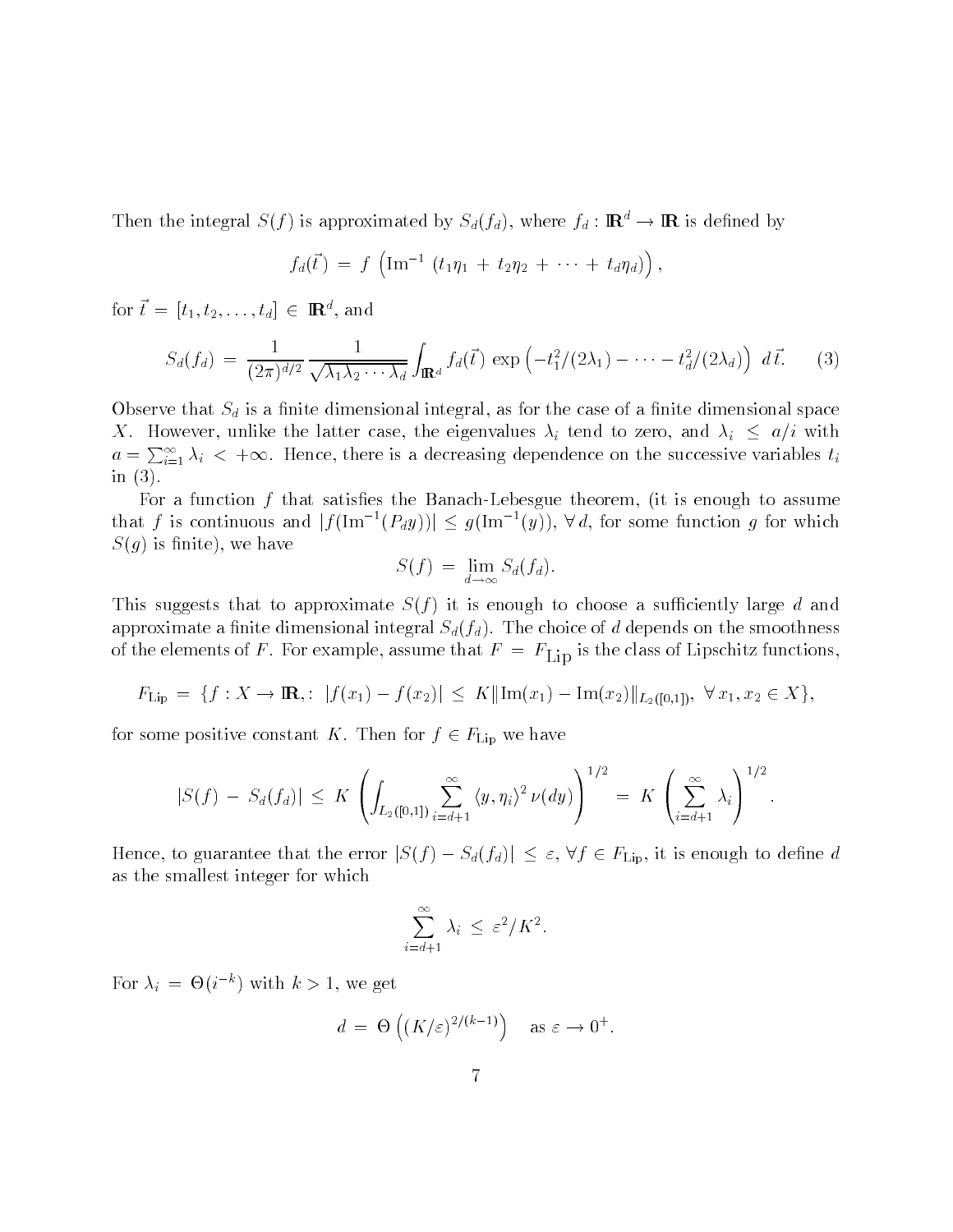Then the integral $S(f)$ is approximated by $S_d(f_d)$, where $f_d : \mathbb{R}^d \to \mathbb{R}$ is defined by

$$f_d(\vec{t}) \,=\, f\,\left(\mathrm{Im}^{-1}\,\left(t_1\eta_1 \,+\, t_2\eta_2 \,+\, \cdots \,+\, t_d\eta_d\right)\right),$$

for $\vec{t} \,=\, [t_1, t_2, \ldots, t_d] \,\in\, \mathbb{R}^d$, and

$$S_d(f_d) \,=\, \frac{1}{(2\pi)^{d/2}}\,\frac{1}{\sqrt{\lambda_1\lambda_2\cdots\lambda_d}}\int_{\mathbb{R}^d} f_d(\vec{t})\,\exp\left(-t_1^2/(2\lambda_1) - \cdots - t_d^2/(2\lambda_d)\right)\,d\,\vec{t}. \tag{3}$$

Observe that $S_d$ is a finite dimensional integral, as for the case of a finite dimensional space $X$. However, unlike the latter case, the eigenvalues $\lambda_i$ tend to zero, and $\lambda_i \,\le\, a/i$ with $a = \sum_{i=1}^{\infty}\lambda_i \,<\, +\infty$. Hence, there is a decreasing dependence on the successive variables $t_i$ in (3).

For a function $f$ that satisfies the Banach-Lebesgue theorem, (it is enough to assume that $f$ is continuous and $|f(\mathrm{Im}^{-1}(P_d y))| \,\le\, g(\mathrm{Im}^{-1}(y))$, $\forall\, d$, for some function $g$ for which $S(g)$ is finite), we have

$$S(f) \,=\, \lim_{d\to\infty} S_d(f_d).$$

This suggests that to approximate $S(f)$ it is enough to choose a sufficiently large $d$ and approximate a finite dimensional integral $S_d(f_d)$. The choice of $d$ depends on the smoothness of the elements of $F$. For example, assume that $F \,=\, F_{\mathrm{Lip}}$ is the class of Lipschitz functions,

$$F_{\mathrm{Lip}} \,=\, \{f : X \to \mathbb{R},:\; |f(x_1) - f(x_2)| \,\le\, K\|\mathrm{Im}(x_1) - \mathrm{Im}(x_2)\|_{L_2([0,1])},\;\forall\, x_1, x_2 \in X\},$$

for some positive constant $K$. Then for $f \in F_{\mathrm{Lip}}$ we have

$$|S(f) \,-\, S_d(f_d)| \,\le\, K\,\left(\int_{L_2([0,1])}\sum_{i=d+1}^{\infty}\langle y, \eta_i\rangle^2\,\nu(dy)\right)^{1/2} \,=\, K\,\left(\sum_{i=d+1}^{\infty}\lambda_i\right)^{1/2}.$$

Hence, to guarantee that the error $|S(f) - S_d(f_d)| \,\le\, \varepsilon$, $\forall f \in F_{\mathrm{Lip}}$, it is enough to define $d$ as the smallest integer for which

$$\sum_{i=d+1}^{\infty}\lambda_i \,\le\, \varepsilon^2/K^2.$$

For $\lambda_i \,=\, \Theta(i^{-k})$ with $k > 1$, we get

$$d \,=\, \Theta\left((K/\varepsilon)^{2/(k-1)}\right) \quad \text{as } \varepsilon \to 0^+.$$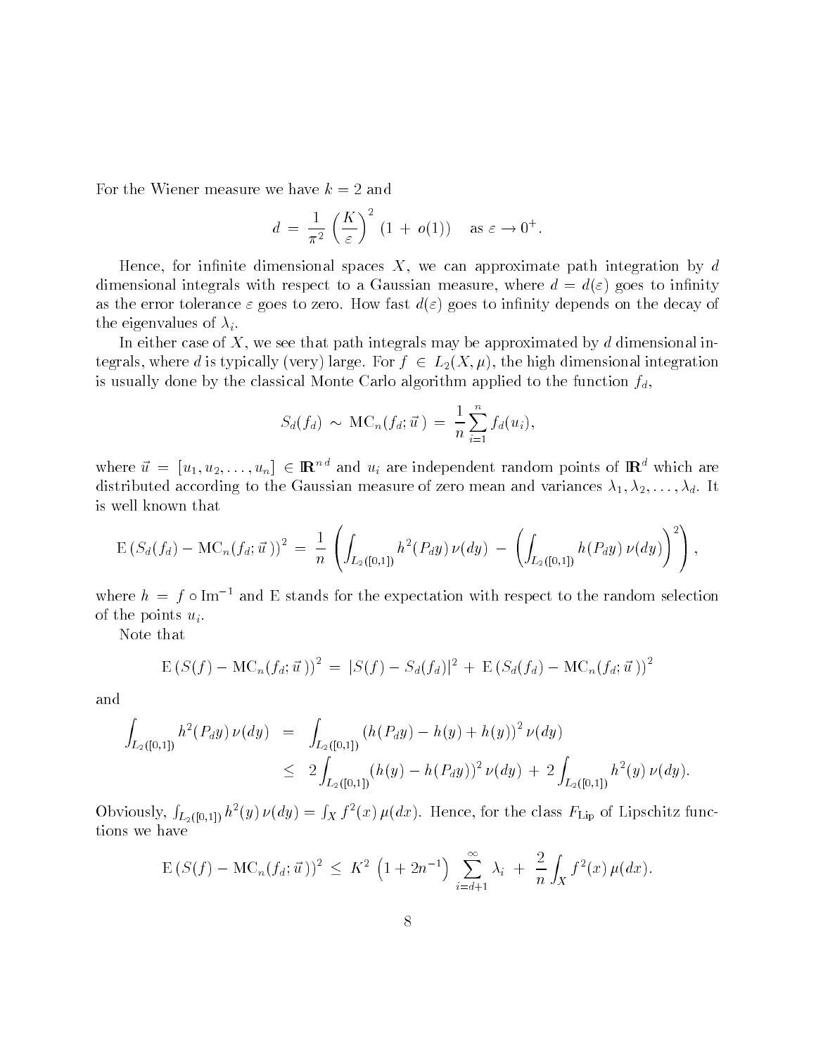For the Wiener measure we have $k = 2$ and

$$d = \frac{1}{\pi^2} \left(\frac{K}{\varepsilon}\right)^2 (1 + o(1)) \quad \text{as } \varepsilon \to 0^+.$$

Hence, for infinite dimensional spaces $X$, we can approximate path integration by $d$ dimensional integrals with respect to a Gaussian measure, where $d = d(\varepsilon)$ goes to infinity as the error tolerance $\varepsilon$ goes to zero. How fast $d(\varepsilon)$ goes to infinity depends on the decay of the eigenvalues of $\lambda_i$.

In either case of $X$, we see that path integrals may be approximated by $d$ dimensional integrals, where $d$ is typically (very) large. For $f \in L_2(X, \mu)$, the high dimensional integration is usually done by the classical Monte Carlo algorithm applied to the function $f_d$,

$$S_d(f_d) \sim \mathrm{MC}_n(f_d; \vec{u}\,) = \frac{1}{n} \sum_{i=1}^{n} f_d(u_i),$$

where $\vec{u} = [u_1, u_2, \ldots, u_n] \in \mathbb{R}^{n\,d}$ and $u_i$ are independent random points of $\mathbb{R}^d$ which are distributed according to the Gaussian measure of zero mean and variances $\lambda_1, \lambda_2, \ldots, \lambda_d$. It is well known that

$$\mathrm{E}\left(S_d(f_d) - \mathrm{MC}_n(f_d; \vec{u}\,)\right)^2 = \frac{1}{n} \left( \int_{L_2([0,1])} h^2(P_d y)\, \nu(dy) - \left( \int_{L_2([0,1])} h(P_d y)\, \nu(dy) \right)^2 \right),$$

where $h = f \circ \mathrm{Im}^{-1}$ and E stands for the expectation with respect to the random selection of the points $u_i$.

Note that

$$\mathrm{E}\left(S(f) - \mathrm{MC}_n(f_d; \vec{u}\,)\right)^2 = |S(f) - S_d(f_d)|^2 + \mathrm{E}\left(S_d(f_d) - \mathrm{MC}_n(f_d; \vec{u}\,)\right)^2$$

and

$$\begin{aligned}
\int_{L_2([0,1])} h^2(P_d y)\, \nu(dy) &= \int_{L_2([0,1])} \left(h(P_d y) - h(y) + h(y)\right)^2 \nu(dy) \\
&\le 2 \int_{L_2([0,1])} (h(y) - h(P_d y))^2\, \nu(dy) + 2 \int_{L_2([0,1])} h^2(y)\, \nu(dy).
\end{aligned}$$

Obviously, $\int_{L_2([0,1])} h^2(y)\, \nu(dy) = \int_X f^2(x)\, \mu(dx)$. Hence, for the class $F_{\mathrm{Lip}}$ of Lipschitz functions we have

$$\mathrm{E}\left(S(f) - \mathrm{MC}_n(f_d; \vec{u}\,)\right)^2 \le K^2 \left(1 + 2n^{-1}\right) \sum_{i=d+1}^{\infty} \lambda_i + \frac{2}{n} \int_X f^2(x)\, \mu(dx).$$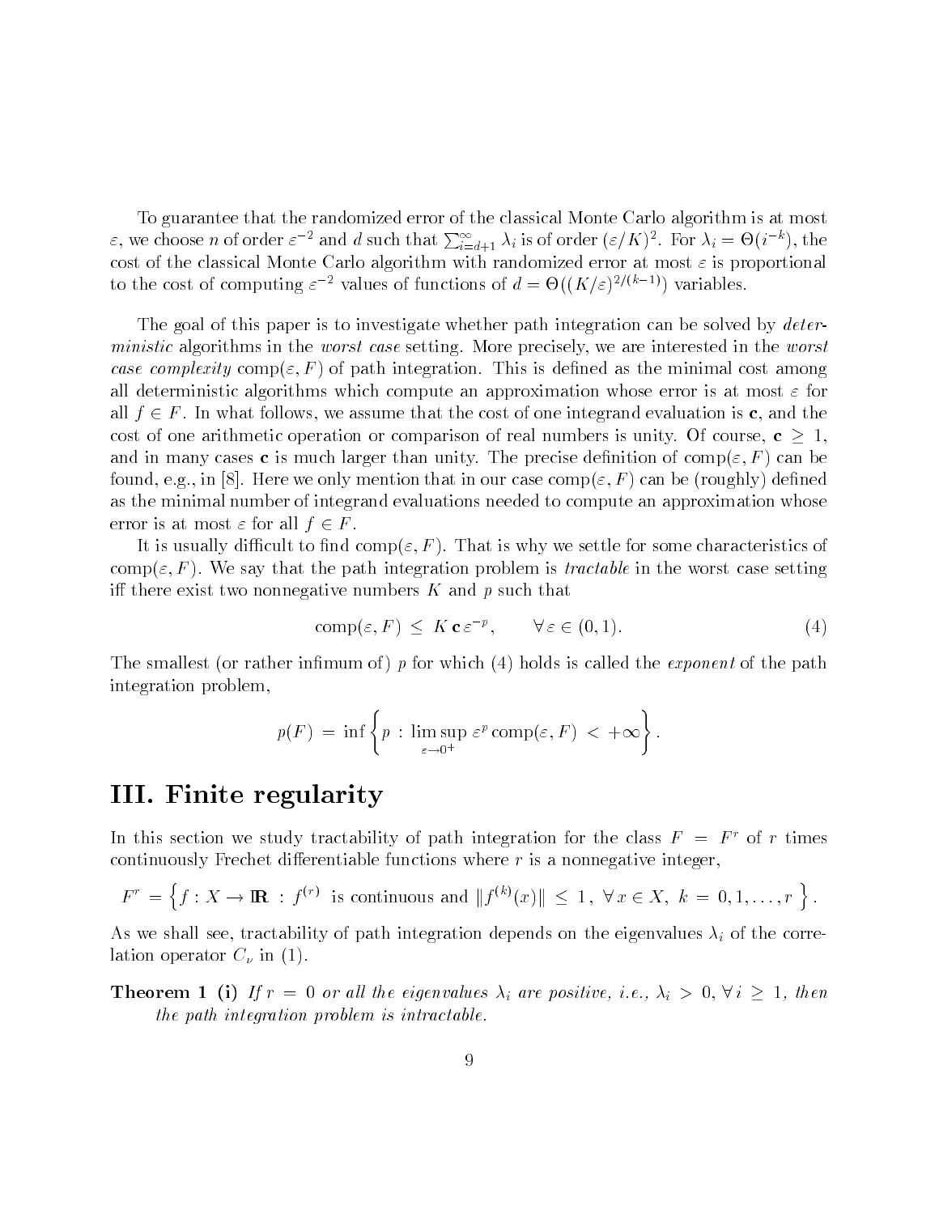To guarantee that the randomized error of the classical Monte Carlo algorithm is at most $\varepsilon$, we choose $n$ of order $\varepsilon^{-2}$ and $d$ such that $\sum_{i=d+1}^{\infty} \lambda_i$ is of order $(\varepsilon/K)^2$. For $\lambda_i = \Theta(i^{-k})$, the cost of the classical Monte Carlo algorithm with randomized error at most $\varepsilon$ is proportional to the cost of computing $\varepsilon^{-2}$ values of functions of $d = \Theta((K/\varepsilon)^{2/(k-1)})$ variables.

The goal of this paper is to investigate whether path integration can be solved by *deterministic* algorithms in the *worst case* setting. More precisely, we are interested in the *worst case complexity* $\mathrm{comp}(\varepsilon, F)$ of path integration. This is defined as the minimal cost among all deterministic algorithms which compute an approximation whose error is at most $\varepsilon$ for all $f \in F$. In what follows, we assume that the cost of one integrand evaluation is $\mathbf{c}$, and the cost of one arithmetic operation or comparison of real numbers is unity. Of course, $\mathbf{c} \geq 1$, and in many cases $\mathbf{c}$ is much larger than unity. The precise definition of $\mathrm{comp}(\varepsilon, F)$ can be found, e.g., in [8]. Here we only mention that in our case $\mathrm{comp}(\varepsilon, F)$ can be (roughly) defined as the minimal number of integrand evaluations needed to compute an approximation whose error is at most $\varepsilon$ for all $f \in F$.

It is usually difficult to find $\mathrm{comp}(\varepsilon, F)$. That is why we settle for some characteristics of $\mathrm{comp}(\varepsilon, F)$. We say that the path integration problem is *tractable* in the worst case setting iff there exist two nonnegative numbers $K$ and $p$ such that

$$\mathrm{comp}(\varepsilon, F) \leq K \, \mathbf{c} \, \varepsilon^{-p}, \qquad \forall \, \varepsilon \in (0, 1). \tag{4}$$

The smallest (or rather infimum of) $p$ for which (4) holds is called the *exponent* of the path integration problem,

$$p(F) = \inf \left\{ p : \limsup_{\varepsilon \to 0^+} \varepsilon^p \, \mathrm{comp}(\varepsilon, F) < +\infty \right\}.$$

# III. Finite regularity

In this section we study tractability of path integration for the class $F = F^r$ of $r$ times continuously Frechet differentiable functions where $r$ is a nonnegative integer,

$$F^r = \left\{ f : X \to \mathbb{R} \, : \, f^{(r)} \text{ is continuous and } \|f^{(k)}(x)\| \leq 1, \; \forall \, x \in X, \; k = 0, 1, \ldots, r \right\}.$$

As we shall see, tractability of path integration depends on the eigenvalues $\lambda_i$ of the correlation operator $C_\nu$ in (1).

**Theorem 1 (i)** *If $r = 0$ or all the eigenvalues $\lambda_i$ are positive, i.e., $\lambda_i > 0, \forall \, i \geq 1$, then the path integration problem is intractable.*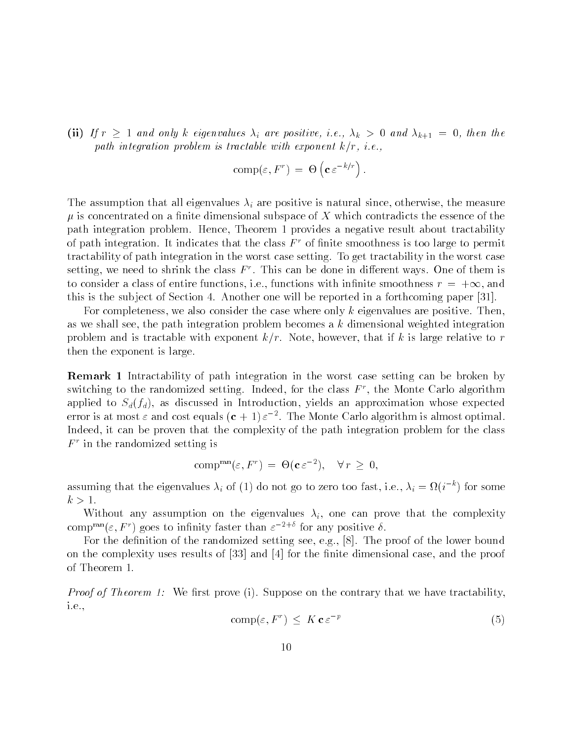**(ii)** *If $r \geq 1$ and only $k$ eigenvalues $\lambda_i$ are positive, i.e., $\lambda_k > 0$ and $\lambda_{k+1} = 0$, then the path integration problem is tractable with exponent $k/r$, i.e.,*

$$\mathrm{comp}(\varepsilon, F^r) \, = \, \Theta \left( \mathbf{c} \, \varepsilon^{-k/r} \right).$$

The assumption that all eigenvalues $\lambda_i$ are positive is natural since, otherwise, the measure $\mu$ is concentrated on a finite dimensional subspace of $X$ which contradicts the essence of the path integration problem. Hence, Theorem 1 provides a negative result about tractability of path integration. It indicates that the class $F^r$ of finite smoothness is too large to permit tractability of path integration in the worst case setting. To get tractability in the worst case setting, we need to shrink the class $F^r$. This can be done in different ways. One of them is to consider a class of entire functions, i.e., functions with infinite smoothness $r = +\infty$, and this is the subject of Section 4. Another one will be reported in a forthcoming paper [31].

For completeness, we also consider the case where only $k$ eigenvalues are positive. Then, as we shall see, the path integration problem becomes a $k$ dimensional weighted integration problem and is tractable with exponent $k/r$. Note, however, that if $k$ is large relative to $r$ then the exponent is large.

**Remark 1** Intractability of path integration in the worst case setting can be broken by switching to the randomized setting. Indeed, for the class $F^r$, the Monte Carlo algorithm applied to $S_d(f_d)$, as discussed in Introduction, yields an approximation whose expected error is at most $\varepsilon$ and cost equals $(\mathbf{c} + 1) \, \varepsilon^{-2}$. The Monte Carlo algorithm is almost optimal. Indeed, it can be proven that the complexity of the path integration problem for the class $F^r$ in the randomized setting is

$$\mathrm{comp}^{\mathrm{ran}}(\varepsilon, F^r) \, = \, \Theta(\mathbf{c} \, \varepsilon^{-2}), \quad \forall \, r \, \geq \, 0,$$

assuming that the eigenvalues $\lambda_i$ of (1) do not go to zero too fast, i.e., $\lambda_i = \Omega(i^{-k})$ for some $k > 1$.

Without any assumption on the eigenvalues $\lambda_i$, one can prove that the complexity $\mathrm{comp}^{\mathrm{ran}}(\varepsilon, F^r)$ goes to infinity faster than $\varepsilon^{-2+\delta}$ for any positive $\delta$.

For the definition of the randomized setting see, e.g., [8]. The proof of the lower bound on the complexity uses results of [33] and [4] for the finite dimensional case, and the proof of Theorem 1.

*Proof of Theorem 1:* We first prove (i). Suppose on the contrary that we have tractability, i.e.,

$$\mathrm{comp}(\varepsilon, F^r) \, \leq \, K \, \mathbf{c} \, \varepsilon^{-p} \tag{5}$$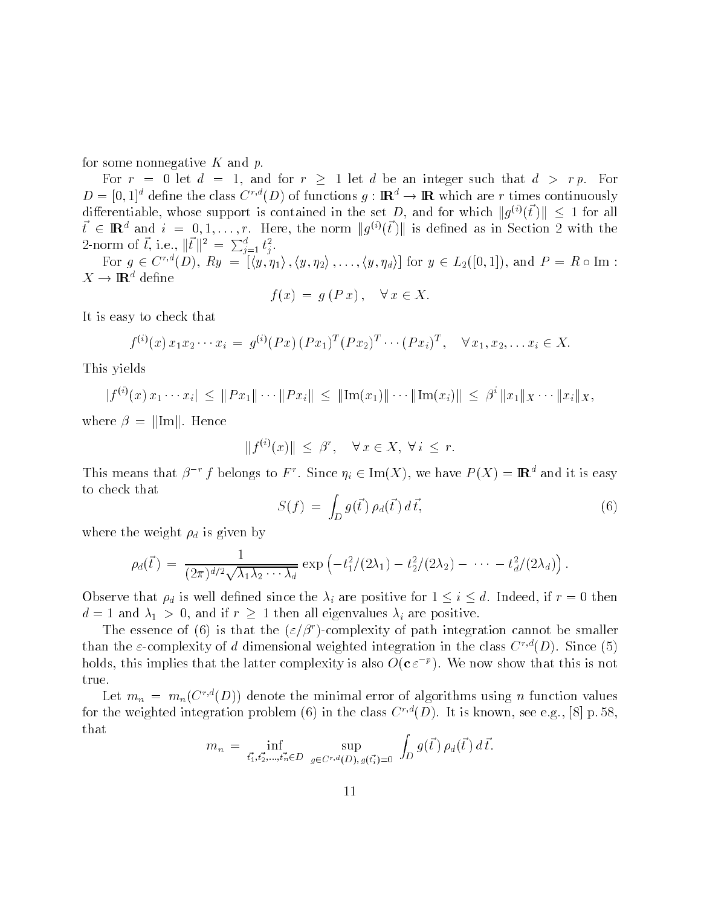for some nonnegative $K$ and $p$.

For $r = 0$ let $d = 1$, and for $r \geq 1$ let $d$ be an integer such that $d > r\,p$. For $D = [0,1]^d$ define the class $C^{r,d}(D)$ of functions $g : \mathbb{R}^d \to \mathbb{R}$ which are $r$ times continuously differentiable, whose support is contained in the set $D$, and for which $\|g^{(i)}(\vec{t}\,)\| \leq 1$ for all $\vec{t} \in \mathbb{R}^d$ and $i = 0, 1, \ldots, r$. Here, the norm $\|g^{(i)}(\vec{t}\,)\|$ is defined as in Section 2 with the 2-norm of $\vec{t}$, i.e., $\|\vec{t}\,\|^2 = \sum_{j=1}^d t_j^2$.

For $g \in C^{r,d}(D)$, $Ry = [\langle y, \eta_1 \rangle, \langle y, \eta_2 \rangle, \ldots, \langle y, \eta_d \rangle]$ for $y \in L_2([0,1])$, and $P = R \circ \mathrm{Im} : X \to \mathbb{R}^d$ define

$$f(x) \,=\, g\,(P\,x)\,, \quad \forall\, x \in X.$$

It is easy to check that

$$f^{(i)}(x)\,x_1 x_2 \cdots x_i \,=\, g^{(i)}(Px)\,(Px_1)^T (Px_2)^T \cdots (Px_i)^T, \quad \forall\, x_1, x_2, \ldots x_i \in X.$$

This yields

$$|f^{(i)}(x)\,x_1 \cdots x_i| \,\leq\, \|Px_1\| \cdots \|Px_i\| \,\leq\, \|\mathrm{Im}(x_1)\| \cdots \|\mathrm{Im}(x_i)\| \,\leq\, \beta^i\,\|x_1\|_X \cdots \|x_i\|_X,$$

where $\beta = \|\mathrm{Im}\|$. Hence

$$\|f^{(i)}(x)\| \,\leq\, \beta^r, \quad \forall\, x \in X,\ \forall\, i \,\leq\, r.$$

This means that $\beta^{-r} f$ belongs to $F^r$. Since $\eta_i \in \mathrm{Im}(X)$, we have $P(X) = \mathbb{R}^d$ and it is easy to check that

$$S(f) \,=\, \int_D g(\vec{t}\,)\,\rho_d(\vec{t}\,)\,d\,\vec{t}, \tag{6}$$

where the weight $\rho_d$ is given by

$$\rho_d(\vec{t}\,) \,=\, \frac{1}{(2\pi)^{d/2}\sqrt{\lambda_1 \lambda_2 \cdots \lambda_d}}\, \exp\left(-t_1^2/(2\lambda_1) - t_2^2/(2\lambda_2) - \,\cdots\, - t_d^2/(2\lambda_d)\right).$$

Observe that $\rho_d$ is well defined since the $\lambda_i$ are positive for $1 \leq i \leq d$. Indeed, if $r = 0$ then $d = 1$ and $\lambda_1 > 0$, and if $r \geq 1$ then all eigenvalues $\lambda_i$ are positive.

The essence of (6) is that the $(\varepsilon/\beta^r)$-complexity of path integration cannot be smaller than the $\varepsilon$-complexity of $d$ dimensional weighted integration in the class $C^{r,d}(D)$. Since (5) holds, this implies that the latter complexity is also $O(\mathbf{c}\,\varepsilon^{-p})$. We now show that this is not true.

Let $m_n = m_n(C^{r,d}(D))$ denote the minimal error of algorithms using $n$ function values for the weighted integration problem (6) in the class $C^{r,d}(D)$. It is known, see e.g., [8] p. 58, that

$$m_n \,=\, \inf_{\vec{t_1}, \vec{t_2}, \ldots, \vec{t_n} \in D}\ \sup_{g \in C^{r,d}(D),\, g(\vec{t_i}) = 0}\ \int_D g(\vec{t}\,)\,\rho_d(\vec{t}\,)\,d\,\vec{t}.$$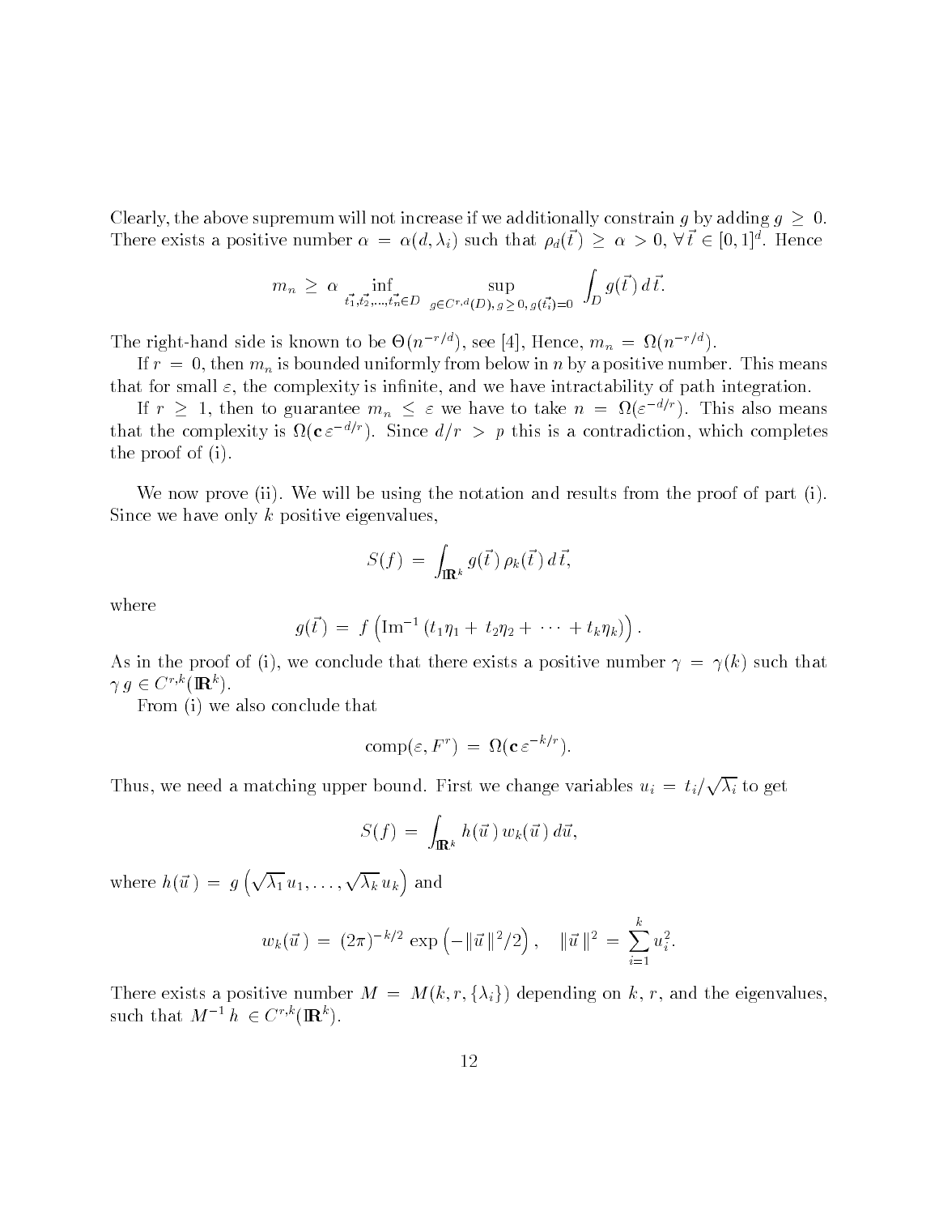Clearly, the above supremum will not increase if we additionally constrain $g$ by adding $g \geq 0$. There exists a positive number $\alpha = \alpha(d, \lambda_i)$ such that $\rho_d(\vec{t}\,) \geq \alpha > 0$, $\forall\, \vec{t} \in [0,1]^d$. Hence

$$m_n \geq \alpha \inf_{\vec{t}_1, \vec{t}_2, \ldots, \vec{t}_n \in D} \; \sup_{g \in C^{r,d}(D),\, g \geq 0,\, g(\vec{t}_i)=0} \int_D g(\vec{t}\,)\, d\,\vec{t}.$$

The right-hand side is known to be $\Theta(n^{-r/d})$, see [4], Hence, $m_n = \Omega(n^{-r/d})$.

If $r = 0$, then $m_n$ is bounded uniformly from below in $n$ by a positive number. This means that for small $\varepsilon$, the complexity is infinite, and we have intractability of path integration.

If $r \geq 1$, then to guarantee $m_n \leq \varepsilon$ we have to take $n = \Omega(\varepsilon^{-d/r})$. This also means that the complexity is $\Omega(\mathbf{c}\,\varepsilon^{-d/r})$. Since $d/r > p$ this is a contradiction, which completes the proof of (i).

We now prove (ii). We will be using the notation and results from the proof of part (i). Since we have only $k$ positive eigenvalues,

$$S(f) = \int_{\mathbb{R}^k} g(\vec{t}\,)\, \rho_k(\vec{t}\,)\, d\,\vec{t},$$

where

$$g(\vec{t}\,) = f\left(\mathrm{Im}^{-1}\,(t_1\eta_1 + t_2\eta_2 + \cdots + t_k\eta_k)\right).$$

As in the proof of (i), we conclude that there exists a positive number $\gamma = \gamma(k)$ such that $\gamma\, g \in C^{r,k}(\mathbb{R}^k)$.

From (i) we also conclude that

$$\mathrm{comp}(\varepsilon, F^r) = \Omega(\mathbf{c}\,\varepsilon^{-k/r}).$$

Thus, we need a matching upper bound. First we change variables $u_i = t_i/\sqrt{\lambda_i}$ to get

$$S(f) = \int_{\mathbb{R}^k} h(\vec{u}\,)\, w_k(\vec{u}\,)\, d\vec{u},$$

where $h(\vec{u}\,) = g\left(\sqrt{\lambda_1}\,u_1, \ldots, \sqrt{\lambda_k}\,u_k\right)$ and

$$w_k(\vec{u}\,) = (2\pi)^{-k/2} \exp\left(-\|\vec{u}\,\|^2/2\right), \quad \|\vec{u}\,\|^2 = \sum_{i=1}^{k} u_i^2.$$

There exists a positive number $M = M(k, r, \{\lambda_i\})$ depending on $k$, $r$, and the eigenvalues, such that $M^{-1}\, h \in C^{r,k}(\mathbb{R}^k)$.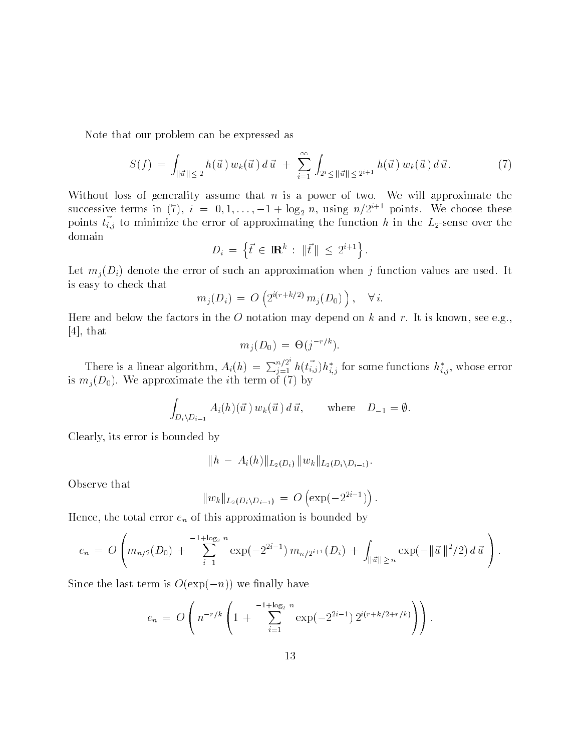Note that our problem can be expressed as

$$S(f) \;=\; \int_{\|\vec{u}\| \le 2} h(\vec{u}\,)\, w_k(\vec{u}\,)\, d\,\vec{u} \;+\; \sum_{i=1}^{\infty} \int_{2^i \le \|\vec{u}\| \le 2^{i+1}} h(\vec{u}\,)\, w_k(\vec{u}\,)\, d\,\vec{u}. \tag{7}$$

Without loss of generality assume that $n$ is a power of two. We will approximate the successive terms in (7), $i = 0, 1, \ldots, -1 + \log_2 n$, using $n/2^{i+1}$ points. We choose these points $\vec{t}_{i,j}$ to minimize the error of approximating the function $h$ in the $L_2$-sense over the domain

$$D_i \;=\; \left\{ \vec{t} \in \mathbb{R}^k \,:\, \|\vec{t}\,\| \;\le\; 2^{i+1} \right\}.$$

Let $m_j(D_i)$ denote the error of such an approximation when $j$ function values are used. It is easy to check that

$$m_j(D_i) \;=\; O\left( 2^{i(r+k/2)}\, m_j(D_0) \right), \quad \forall\, i.$$

Here and below the factors in the $O$ notation may depend on $k$ and $r$. It is known, see e.g., [4], that

$$m_j(D_0) \;=\; \Theta(j^{-r/k}).$$

There is a linear algorithm, $A_i(h) = \sum_{j=1}^{n/2^i} h(\vec{t}_{i,j}) h^*_{i,j}$ for some functions $h^*_{i,j}$, whose error is $m_j(D_0)$. We approximate the $i$th term of (7) by

$$\int_{D_i \setminus D_{i-1}} A_i(h)(\vec{u}\,)\, w_k(\vec{u}\,)\, d\,\vec{u}, \qquad \text{where} \quad D_{-1} = \emptyset.$$

Clearly, its error is bounded by

$$\|h \;-\; A_i(h)\|_{L_2(D_i)}\, \|w_k\|_{L_2(D_i \setminus D_{i-1})}.$$

Observe that

$$\|w_k\|_{L_2(D_i \setminus D_{i-1})} \;=\; O\left( \exp(-2^{2i-1}) \right).$$

Hence, the total error $e_n$ of this approximation is bounded by

$$e_n \;=\; O\left( m_{n/2}(D_0) \;+\; \sum_{i=1}^{-1+\log_2 n} \exp(-2^{2i-1})\, m_{n/2^{i+1}}(D_i) \;+\; \int_{\|\vec{u}\| \ge n} \exp(-\|\,\vec{u}\,\|^2/2)\, d\,\vec{u} \right).$$

Since the last term is $O(\exp(-n))$ we finally have

$$e_n \;=\; O\left( n^{-r/k} \left( 1 \;+\; \sum_{i=1}^{-1+\log_2 n} \exp(-2^{2i-1})\, 2^{i(r+k/2+r/k)} \right) \right).$$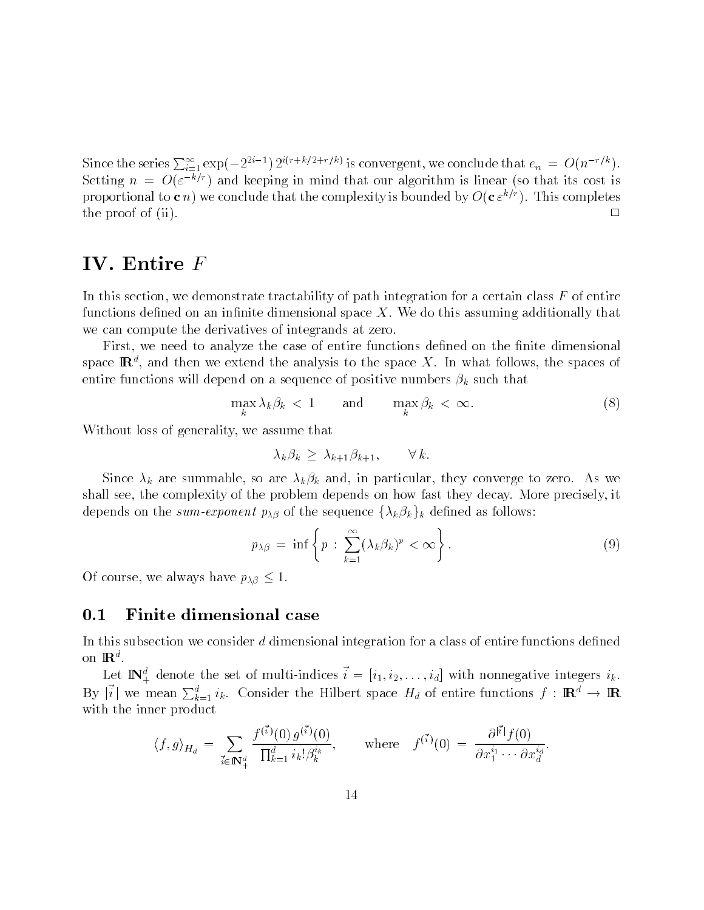Since the series $\sum_{i=1}^{\infty} \exp(-2^{2i-1})\, 2^{i(r+k/2+r/k)}$ is convergent, we conclude that $e_n = O(n^{-r/k})$. Setting $n = O(\varepsilon^{-k/r})$ and keeping in mind that our algorithm is linear (so that its cost is proportional to $\mathbf{c}\, n$) we conclude that the complexity is bounded by $O(\mathbf{c}\, \varepsilon^{k/r})$. This completes the proof of (ii). $\square$

# IV. Entire $F$

In this section, we demonstrate tractability of path integration for a certain class $F$ of entire functions defined on an infinite dimensional space $X$. We do this assuming additionally that we can compute the derivatives of integrands at zero.

First, we need to analyze the case of entire functions defined on the finite dimensional space $\mathbb{R}^d$, and then we extend the analysis to the space $X$. In what follows, the spaces of entire functions will depend on a sequence of positive numbers $\beta_k$ such that

$$\max_k \lambda_k \beta_k < 1 \qquad \text{and} \qquad \max_k \beta_k < \infty. \tag{8}$$

Without loss of generality, we assume that

$$\lambda_k \beta_k \geq \lambda_{k+1} \beta_{k+1}, \qquad \forall\, k.$$

Since $\lambda_k$ are summable, so are $\lambda_k \beta_k$ and, in particular, they converge to zero. As we shall see, the complexity of the problem depends on how fast they decay. More precisely, it depends on the *sum-exponent* $p_{\lambda\beta}$ of the sequence $\{\lambda_k \beta_k\}_k$ defined as follows:

$$p_{\lambda\beta} = \inf \left\{ p \,:\, \sum_{k=1}^{\infty} (\lambda_k \beta_k)^p < \infty \right\}. \tag{9}$$

Of course, we always have $p_{\lambda\beta} \leq 1$.

## 0.1 Finite dimensional case

In this subsection we consider $d$ dimensional integration for a class of entire functions defined on $\mathbb{R}^d$.

Let $\mathbb{N}_+^d$ denote the set of multi-indices $\vec{i} = [i_1, i_2, \ldots, i_d]$ with nonnegative integers $i_k$. By $|\vec{i}\,|$ we mean $\sum_{k=1}^{d} i_k$. Consider the Hilbert space $H_d$ of entire functions $f : \mathbb{R}^d \to \mathbb{R}$ with the inner product

$$\langle f, g \rangle_{H_d} = \sum_{\vec{i} \in \mathbb{N}_+^d} \frac{f^{(\vec{i}\,)}(0)\, g^{(\vec{i}\,)}(0)}{\prod_{k=1}^{d} i_k!\, \beta_k^{i_k}}, \qquad \text{where} \quad f^{(\vec{i}\,)}(0) = \frac{\partial^{|\vec{i}\,|} f(0)}{\partial x_1^{i_1} \cdots \partial x_d^{i_d}}.$$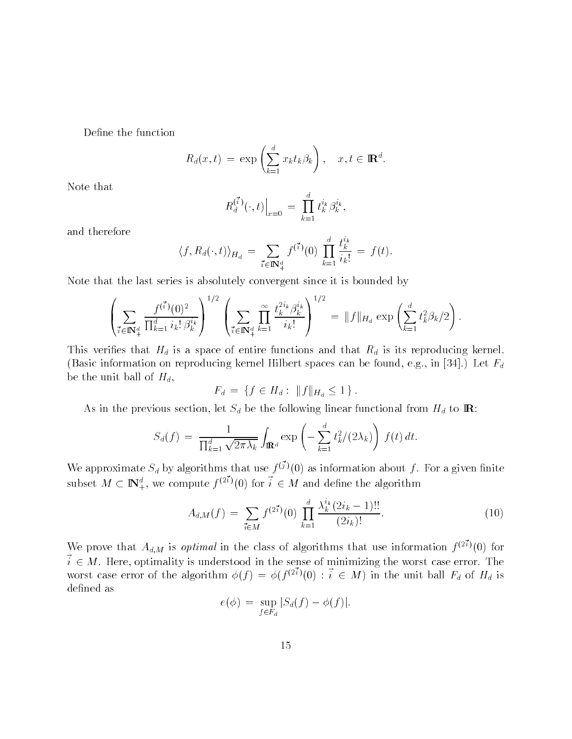Define the function

$$R_d(x,t) \,=\, \exp\left(\sum_{k=1}^d x_k t_k \beta_k\right), \quad x,t \in \mathbb{R}^d.$$

Note that

$$R_d^{(\vec{i})}(\cdot,t)\Big|_{x=0} \,=\, \prod_{k=1}^d t_k^{i_k}\beta_k^{i_k},$$

and therefore

$$\langle f, R_d(\cdot,t)\rangle_{H_d} \,=\, \sum_{\vec{i}\in\mathbb{N}_+^d} f^{(\vec{i})}(0)\,\prod_{k=1}^d \frac{t_k^{i_k}}{i_k!} \,=\, f(t).$$

Note that the last series is absolutely convergent since it is bounded by

$$\left(\sum_{\vec{i}\in\mathbb{N}_+^d} \frac{f^{(\vec{i})}(0)^2}{\prod_{k=1}^d i_k!\,\beta_k^{i_k}}\right)^{1/2}\left(\sum_{\vec{i}\in\mathbb{N}_+^d}\prod_{k=1}^\infty \frac{t_k^{2i_k}\beta_k^{i_k}}{i_k!}\right)^{1/2} \,=\, \|f\|_{H_d}\exp\left(\sum_{k=1}^d t_k^2\beta_k/2\right).$$

This verifies that $H_d$ is a space of entire functions and that $R_d$ is its reproducing kernel. (Basic information on reproducing kernel Hilbert spaces can be found, e.g., in [34].) Let $F_d$ be the unit ball of $H_d$,

$$F_d \,=\, \{f\in H_d:\ \|f\|_{H_d}\le 1\}\,.$$

As in the previous section, let $S_d$ be the following linear functional from $H_d$ to $\mathbb{R}$:

$$S_d(f) \,=\, \frac{1}{\prod_{k=1}^d\sqrt{2\pi\lambda_k}}\int_{\mathbb{R}^d}\exp\left(-\sum_{k=1}^d t_k^2/(2\lambda_k)\right)\,f(t)\,dt.$$

We approximate $S_d$ by algorithms that use $f^{(\vec{j})}(0)$ as information about $f$. For a given finite subset $M\subset\mathbb{N}_+^d$, we compute $f^{(2\vec{i})}(0)$ for $\vec{i}\in M$ and define the algorithm

$$A_{d,M}(f) \,=\, \sum_{\vec{i}\in M} f^{(2\vec{i})}(0)\,\prod_{k=1}^d\frac{\lambda_k^{i_k}(2i_k-1)!!}{(2i_k)!}. \tag{10}$$

We prove that $A_{d,M}$ is *optimal* in the class of algorithms that use information $f^{(2\vec{i})}(0)$ for $\vec{i}\in M$. Here, optimality is understood in the sense of minimizing the worst case error. The worst case error of the algorithm $\phi(f) = \phi(f^{(2\vec{i})}(0):\vec{i}\in M)$ in the unit ball $F_d$ of $H_d$ is defined as

$$e(\phi) \,=\, \sup_{f\in F_d}|S_d(f)-\phi(f)|.$$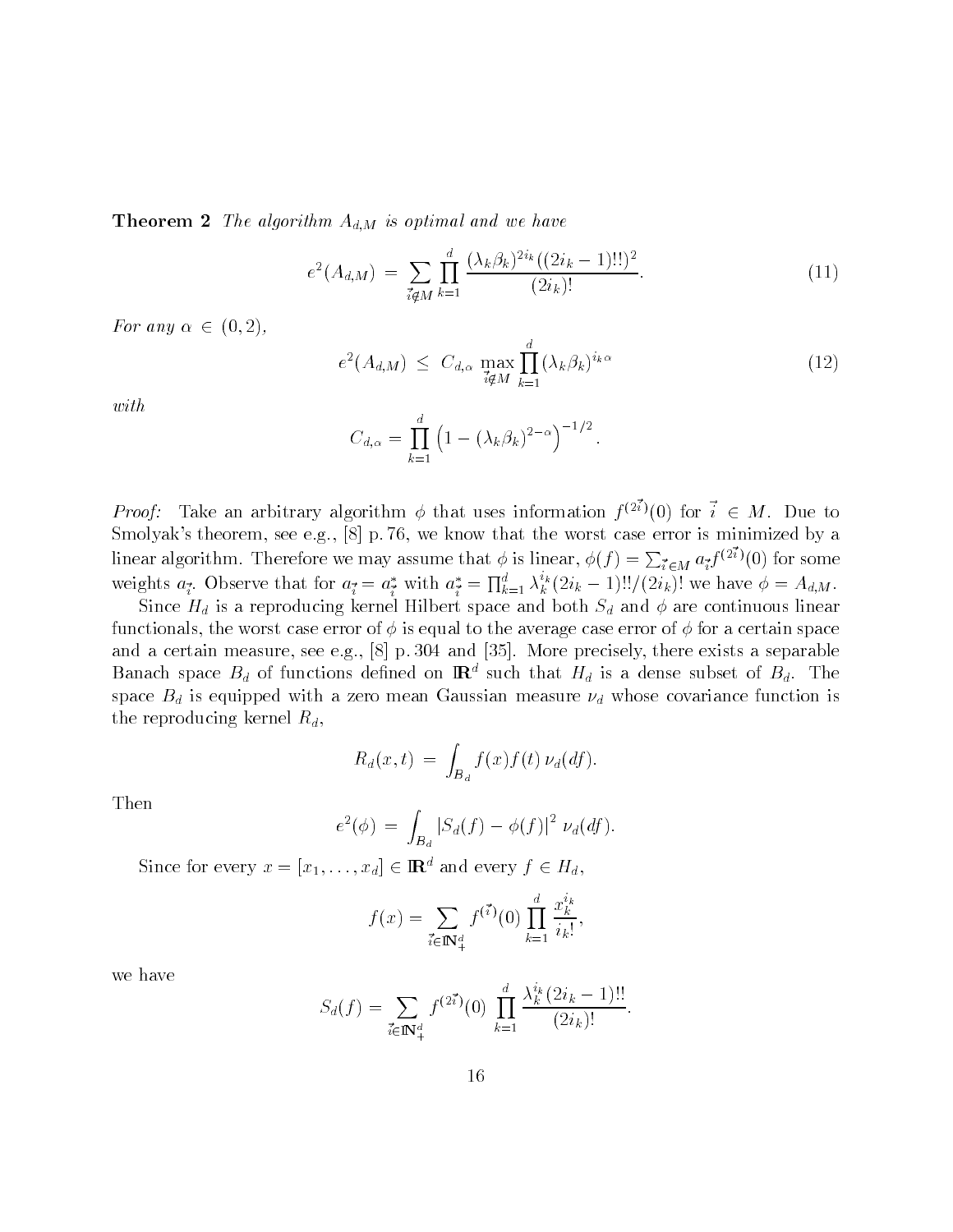**Theorem 2** *The algorithm $A_{d,M}$ is optimal and we have*

$$e^2(A_{d,M}) \;=\; \sum_{\vec{i}\notin M} \prod_{k=1}^{d} \frac{(\lambda_k \beta_k)^{2i_k}((2i_k-1)!!)^2}{(2i_k)!}. \tag{11}$$

*For any $\alpha \in (0,2)$,*

$$e^2(A_{d,M}) \;\le\; C_{d,\alpha} \, \max_{\vec{i}\notin M} \prod_{k=1}^{d} (\lambda_k \beta_k)^{i_k \alpha} \tag{12}$$

*with*

$$C_{d,\alpha} = \prod_{k=1}^{d} \left(1 - (\lambda_k \beta_k)^{2-\alpha}\right)^{-1/2}.$$

*Proof:* Take an arbitrary algorithm $\phi$ that uses information $f^{(2\vec{i})}(0)$ for $\vec{i} \in M$. Due to Smolyak's theorem, see e.g., [8] p. 76, we know that the worst case error is minimized by a linear algorithm. Therefore we may assume that $\phi$ is linear, $\phi(f) = \sum_{\vec{i}\in M} a_{\vec{i}} f^{(2\vec{i})}(0)$ for some weights $a_{\vec{i}}$. Observe that for $a_{\vec{i}} = a^*_{\vec{i}}$ with $a^*_{\vec{i}} = \prod_{k=1}^{d} \lambda_k^{i_k}(2i_k-1)!!/(2i_k)!$ we have $\phi = A_{d,M}$.

Since $H_d$ is a reproducing kernel Hilbert space and both $S_d$ and $\phi$ are continuous linear functionals, the worst case error of $\phi$ is equal to the average case error of $\phi$ for a certain space and a certain measure, see e.g., [8] p. 304 and [35]. More precisely, there exists a separable Banach space $B_d$ of functions defined on $\mathbb{R}^d$ such that $H_d$ is a dense subset of $B_d$. The space $B_d$ is equipped with a zero mean Gaussian measure $\nu_d$ whose covariance function is the reproducing kernel $R_d$,

$$R_d(x,t) \;=\; \int_{B_d} f(x) f(t) \, \nu_d(df).$$

Then

$$e^2(\phi) \;=\; \int_{B_d} |S_d(f) - \phi(f)|^2 \; \nu_d(df).$$

Since for every $x = [x_1, \ldots, x_d] \in \mathbb{R}^d$ and every $f \in H_d$,

$$f(x) = \sum_{\vec{i}\in \mathbb{N}_+^d} f^{(\vec{i})}(0) \prod_{k=1}^{d} \frac{x_k^{i_k}}{i_k!},$$

we have

$$S_d(f) = \sum_{\vec{i}\in \mathbb{N}_+^d} f^{(2\vec{i})}(0) \; \prod_{k=1}^{d} \frac{\lambda_k^{i_k}(2i_k-1)!!}{(2i_k)!}.$$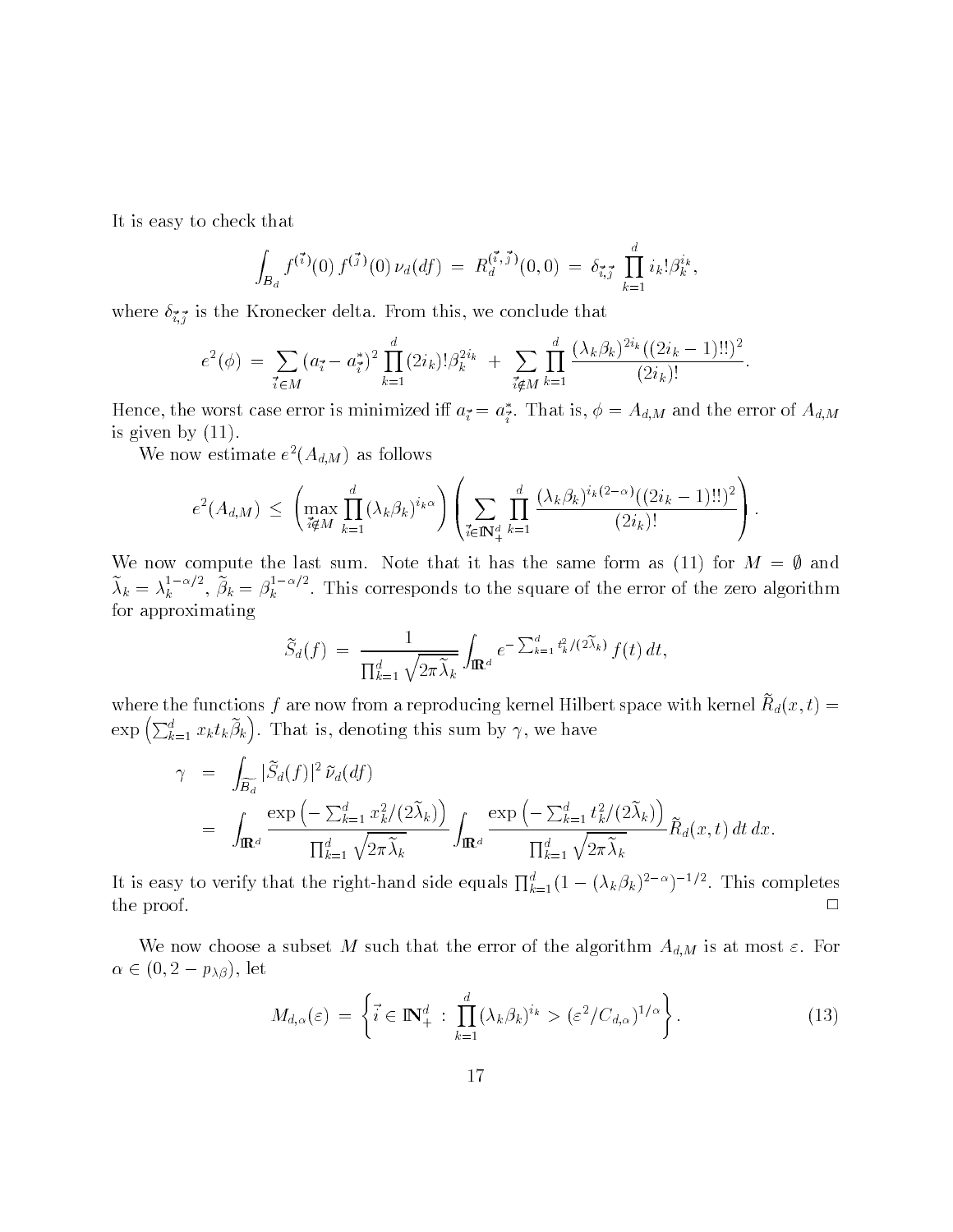It is easy to check that

$$\int_{B_d} f^{(\vec{i})}(0)\, f^{(\vec{j})}(0)\, \nu_d(df) \;=\; R_d^{(\vec{i},\vec{j})}(0,0) \;=\; \delta_{\vec{i},\vec{j}} \prod_{k=1}^{d} i_k!\beta_k^{i_k},$$

where $\delta_{\vec{i},\vec{j}}$ is the Kronecker delta. From this, we conclude that

$$e^2(\phi) \;=\; \sum_{\vec{i}\in M} (a_{\vec{i}} - a_{\vec{i}}^*)^2 \prod_{k=1}^{d} (2i_k)!\beta_k^{2i_k} \;+\; \sum_{\vec{i}\notin M} \prod_{k=1}^{d} \frac{(\lambda_k\beta_k)^{2i_k}((2i_k-1)!!)^2}{(2i_k)!}.$$

Hence, the worst case error is minimized iff $a_{\vec{i}} = a_{\vec{i}}^*$. That is, $\phi = A_{d,M}$ and the error of $A_{d,M}$ is given by (11).

We now estimate $e^2(A_{d,M})$ as follows

$$e^2(A_{d,M}) \;\le\; \left(\max_{\vec{i}\notin M} \prod_{k=1}^{d} (\lambda_k\beta_k)^{i_k\alpha}\right) \left(\sum_{\vec{i}\in \mathbb{N}_+^d} \prod_{k=1}^{d} \frac{(\lambda_k\beta_k)^{i_k(2-\alpha)}((2i_k-1)!!)^2}{(2i_k)!}\right).$$

We now compute the last sum. Note that it has the same form as (11) for $M = \emptyset$ and $\widetilde{\lambda}_k = \lambda_k^{1-\alpha/2}$, $\widetilde{\beta}_k = \beta_k^{1-\alpha/2}$. This corresponds to the square of the error of the zero algorithm for approximating

$$\widetilde{S}_d(f) \;=\; \frac{1}{\prod_{k=1}^{d} \sqrt{2\pi\widetilde{\lambda}_k}} \int_{\mathbb{R}^d} e^{-\sum_{k=1}^{d} t_k^2/(2\widetilde{\lambda}_k)}\, f(t)\, dt,$$

where the functions $f$ are now from a reproducing kernel Hilbert space with kernel $\widetilde{R}_d(x,t) = \exp\left(\sum_{k=1}^{d} x_k t_k \widetilde{\beta}_k\right)$. That is, denoting this sum by $\gamma$, we have

$$\begin{aligned}
\gamma \;&=\; \int_{\widetilde{B}_d} |\widetilde{S}_d(f)|^2\, \widetilde{\nu}_d(df) \\
&=\; \int_{\mathbb{R}^d} \frac{\exp\left(-\sum_{k=1}^{d} x_k^2/(2\widetilde{\lambda}_k)\right)}{\prod_{k=1}^{d} \sqrt{2\pi\widetilde{\lambda}_k}} \int_{\mathbb{R}^d} \frac{\exp\left(-\sum_{k=1}^{d} t_k^2/(2\widetilde{\lambda}_k)\right)}{\prod_{k=1}^{d} \sqrt{2\pi\widetilde{\lambda}_k}} \widetilde{R}_d(x,t)\, dt\, dx.
\end{aligned}$$

It is easy to verify that the right-hand side equals $\prod_{k=1}^{d}(1-(\lambda_k\beta_k)^{2-\alpha})^{-1/2}$. This completes the proof. $\square$

We now choose a subset $M$ such that the error of the algorithm $A_{d,M}$ is at most $\varepsilon$. For $\alpha \in (0, 2-p_{\lambda\beta})$, let

$$M_{d,\alpha}(\varepsilon) \;=\; \left\{ \vec{i} \in \mathbb{N}_+^d \;:\; \prod_{k=1}^{d} (\lambda_k\beta_k)^{i_k} > (\varepsilon^2/C_{d,\alpha})^{1/\alpha} \right\}. \tag{13}$$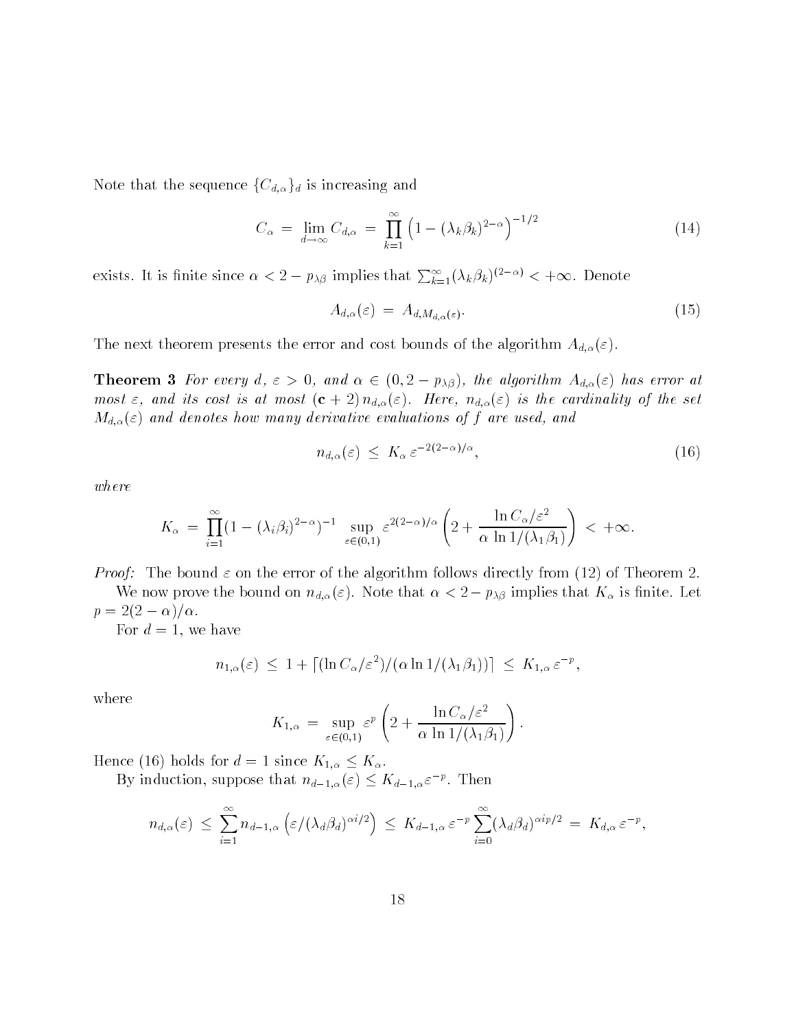Note that the sequence $\{C_{d,\alpha}\}_d$ is increasing and

$$C_\alpha \;=\; \lim_{d\to\infty} C_{d,\alpha} \;=\; \prod_{k=1}^{\infty} \left(1 - (\lambda_k \beta_k)^{2-\alpha}\right)^{-1/2} \tag{14}$$

exists. It is finite since $\alpha < 2 - p_{\lambda\beta}$ implies that $\sum_{k=1}^{\infty} (\lambda_k \beta_k)^{(2-\alpha)} < +\infty$. Denote

$$A_{d,\alpha}(\varepsilon) \;=\; A_{d,M_{d,\alpha}(\varepsilon)}. \tag{15}$$

The next theorem presents the error and cost bounds of the algorithm $A_{d,\alpha}(\varepsilon)$.

**Theorem 3** *For every $d$, $\varepsilon > 0$, and $\alpha \in (0, 2 - p_{\lambda\beta})$, the algorithm $A_{d,\alpha}(\varepsilon)$ has error at most $\varepsilon$, and its cost is at most $(\mathbf{c} + 2)\, n_{d,\alpha}(\varepsilon)$. Here, $n_{d,\alpha}(\varepsilon)$ is the cardinality of the set $M_{d,\alpha}(\varepsilon)$ and denotes how many derivative evaluations of $f$ are used, and*

$$n_{d,\alpha}(\varepsilon) \;\le\; K_\alpha\, \varepsilon^{-2(2-\alpha)/\alpha}, \tag{16}$$

*where*

$$K_\alpha \;=\; \prod_{i=1}^{\infty} (1 - (\lambda_i \beta_i)^{2-\alpha})^{-1} \sup_{\varepsilon \in (0,1)} \varepsilon^{2(2-\alpha)/\alpha} \left( 2 + \frac{\ln C_\alpha/\varepsilon^2}{\alpha \,\ln 1/(\lambda_1 \beta_1)} \right) \;<\; +\infty.$$

*Proof:* The bound $\varepsilon$ on the error of the algorithm follows directly from (12) of Theorem 2.

We now prove the bound on $n_{d,\alpha}(\varepsilon)$. Note that $\alpha < 2 - p_{\lambda\beta}$ implies that $K_\alpha$ is finite. Let $p = 2(2-\alpha)/\alpha$.

For $d = 1$, we have

$$n_{1,\alpha}(\varepsilon) \;\le\; 1 + \lceil (\ln C_\alpha/\varepsilon^2)/(\alpha \ln 1/(\lambda_1 \beta_1)) \rceil \;\le\; K_{1,\alpha}\, \varepsilon^{-p},$$

where

$$K_{1,\alpha} \;=\; \sup_{\varepsilon \in (0,1)} \varepsilon^p \left( 2 + \frac{\ln C_\alpha/\varepsilon^2}{\alpha \,\ln 1/(\lambda_1 \beta_1)} \right).$$

Hence (16) holds for $d = 1$ since $K_{1,\alpha} \le K_\alpha$.

By induction, suppose that $n_{d-1,\alpha}(\varepsilon) \le K_{d-1,\alpha} \varepsilon^{-p}$. Then

$$n_{d,\alpha}(\varepsilon) \;\le\; \sum_{i=1}^{\infty} n_{d-1,\alpha} \left( \varepsilon/(\lambda_d \beta_d)^{\alpha i/2} \right) \;\le\; K_{d-1,\alpha}\, \varepsilon^{-p} \sum_{i=0}^{\infty} (\lambda_d \beta_d)^{\alpha i p/2} \;=\; K_{d,\alpha}\, \varepsilon^{-p},$$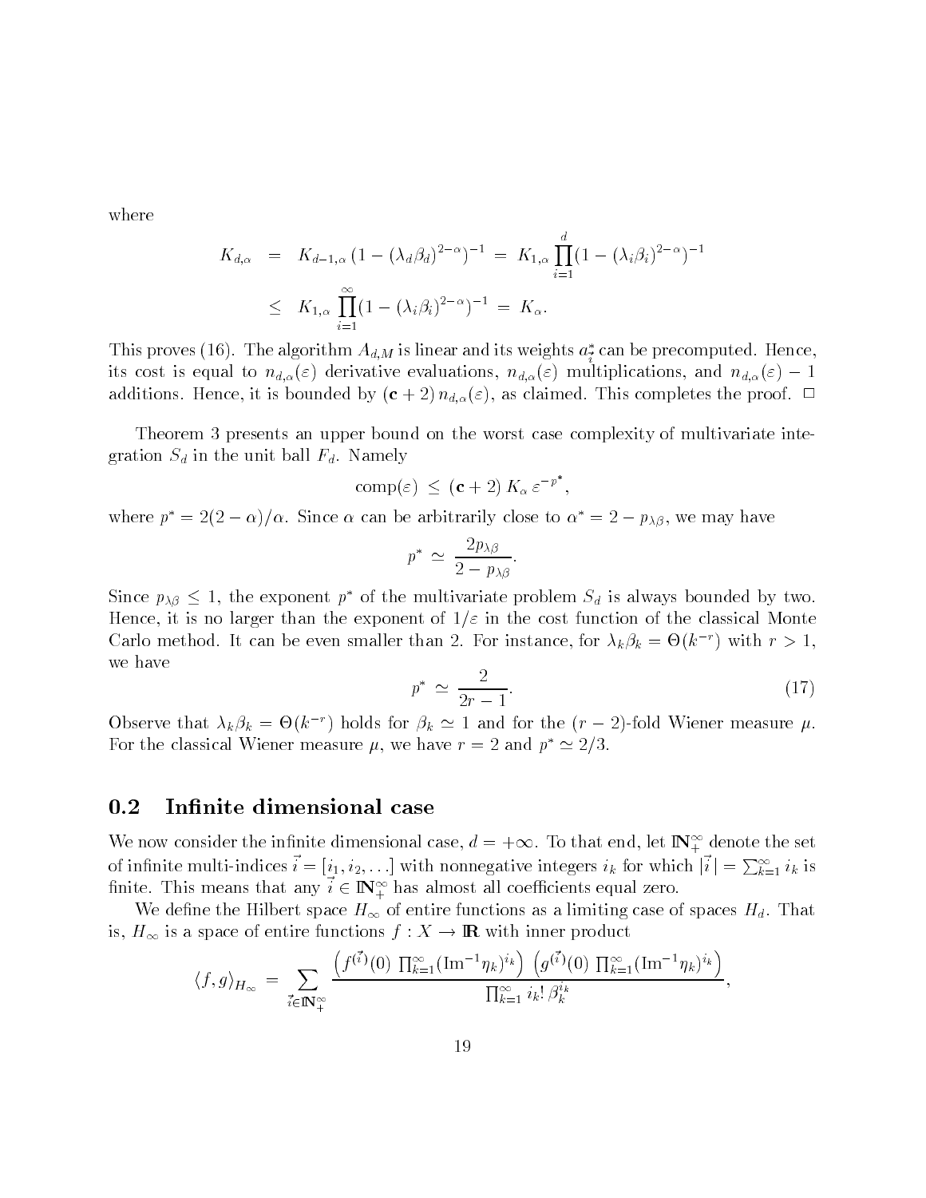where

$$K_{d,\alpha} = K_{d-1,\alpha}\,(1-(\lambda_d\beta_d)^{2-\alpha})^{-1} = K_{1,\alpha}\prod_{i=1}^{d}(1-(\lambda_i\beta_i)^{2-\alpha})^{-1}$$
$$\leq K_{1,\alpha}\prod_{i=1}^{\infty}(1-(\lambda_i\beta_i)^{2-\alpha})^{-1} = K_\alpha.$$

This proves (16). The algorithm $A_{d,M}$ is linear and its weights $a^*_{\vec{i}}$ can be precomputed. Hence, its cost is equal to $n_{d,\alpha}(\varepsilon)$ derivative evaluations, $n_{d,\alpha}(\varepsilon)$ multiplications, and $n_{d,\alpha}(\varepsilon)-1$ additions. Hence, it is bounded by $(\mathbf{c}+2)\,n_{d,\alpha}(\varepsilon)$, as claimed. This completes the proof. $\Box$

Theorem 3 presents an upper bound on the worst case complexity of multivariate integration $S_d$ in the unit ball $F_d$. Namely

$$\mathrm{comp}(\varepsilon) \leq (\mathbf{c}+2)\,K_\alpha\,\varepsilon^{-p^*},$$

where $p^* = 2(2-\alpha)/\alpha$. Since $\alpha$ can be arbitrarily close to $\alpha^* = 2-p_{\lambda\beta}$, we may have

$$p^* \simeq \frac{2p_{\lambda\beta}}{2-p_{\lambda\beta}}.$$

Since $p_{\lambda\beta}\leq 1$, the exponent $p^*$ of the multivariate problem $S_d$ is always bounded by two. Hence, it is no larger than the exponent of $1/\varepsilon$ in the cost function of the classical Monte Carlo method. It can be even smaller than 2. For instance, for $\lambda_k\beta_k = \Theta(k^{-r})$ with $r>1$, we have

$$p^* \simeq \frac{2}{2r-1}. \tag{17}$$

Observe that $\lambda_k\beta_k = \Theta(k^{-r})$ holds for $\beta_k\simeq 1$ and for the $(r-2)$-fold Wiener measure $\mu$. For the classical Wiener measure $\mu$, we have $r=2$ and $p^*\simeq 2/3$.

## 0.2 Infinite dimensional case

We now consider the infinite dimensional case, $d=+\infty$. To that end, let $\mathbb{N}_+^\infty$ denote the set of infinite multi-indices $\vec{i}=[i_1,i_2,\dots]$ with nonnegative integers $i_k$ for which $|\vec{i}\,| = \sum_{k=1}^\infty i_k$ is finite. This means that any $\vec{i}\in\mathbb{N}_+^\infty$ has almost all coefficients equal zero.

We define the Hilbert space $H_\infty$ of entire functions as a limiting case of spaces $H_d$. That is, $H_\infty$ is a space of entire functions $f: X\to\mathbb{R}$ with inner product

$$\langle f,g\rangle_{H_\infty} = \sum_{\vec{i}\in\mathbb{N}_+^\infty}\frac{\left(f^{(\vec{i})}(0)\,\prod_{k=1}^\infty(\mathrm{Im}^{-1}\eta_k)^{i_k}\right)\left(g^{(\vec{i})}(0)\,\prod_{k=1}^\infty(\mathrm{Im}^{-1}\eta_k)^{i_k}\right)}{\prod_{k=1}^\infty i_k!\,\beta_k^{i_k}},$$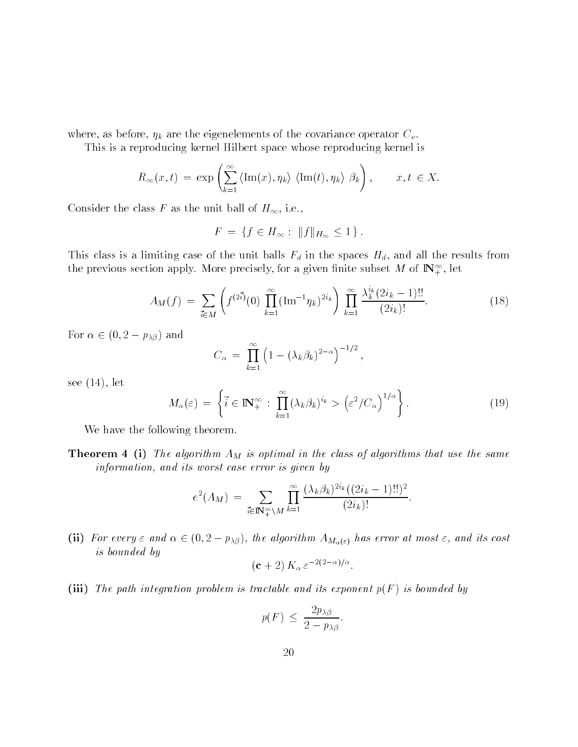where, as before, $\eta_k$ are the eigenelements of the covariance operator $C_\nu$.

This is a reproducing kernel Hilbert space whose reproducing kernel is

$$R_\infty(x,t) \,=\, \exp\left(\sum_{k=1}^{\infty} \langle \mathrm{Im}(x), \eta_k\rangle \; \langle \mathrm{Im}(t), \eta_k\rangle \; \beta_k\right), \qquad x, t \,\in X.$$

Consider the class $F$ as the unit ball of $H_\infty$, i.e.,

$$F \,=\, \{f \in H_\infty : \; \|f\|_{H_\infty} \leq 1\,\}\,.$$

This class is a limiting case of the unit balls $F_d$ in the spaces $H_d$, and all the results from the previous section apply. More precisely, for a given finite subset $M$ of $\mathbb{N}_+^\infty$, let

$$A_M(f) \,=\, \sum_{\vec{i}\in M}\left(f^{(2\vec{i})}(0)\,\prod_{k=1}^{\infty}(\mathrm{Im}^{-1}\eta_k)^{2i_k}\right)\,\prod_{k=1}^{\infty}\frac{\lambda_k^{i_k}(2i_k-1)!!}{(2i_k)!}. \tag{18}$$

For $\alpha \in (0, 2 - p_{\lambda\beta})$ and

$$C_\alpha \,=\, \prod_{k=1}^{\infty}\left(1 - (\lambda_k\beta_k)^{2-\alpha}\right)^{-1/2},$$

see (14), let

$$M_\alpha(\varepsilon) \,=\, \left\{\vec{i}\in \mathbb{N}_+^\infty \,:\, \prod_{k=1}^{\infty}(\lambda_k\beta_k)^{i_k} > \left(\varepsilon^2/C_\alpha\right)^{1/\alpha}\right\}. \tag{19}$$

We have the following theorem.

**Theorem 4** **(i)** *The algorithm $A_M$ is optimal in the class of algorithms that use the same information, and its worst case error is given by*

$$e^2(A_M) \,=\, \sum_{\vec{i}\in\mathbb{N}_+^\infty\setminus M}\,\prod_{k=1}^{\infty}\frac{(\lambda_k\beta_k)^{2i_k}((2i_k-1)!!)^2}{(2i_k)!}.$$

**(ii)** *For every $\varepsilon$ and $\alpha \in (0, 2-p_{\lambda\beta})$, the algorithm $A_{M_\alpha(\varepsilon)}$ has error at most $\varepsilon$, and its cost is bounded by*

$$(\mathbf{c}+2)\,K_\alpha\,\varepsilon^{-2(2-\alpha)/\alpha}.$$

**(iii)** *The path integration problem is tractable and its exponent $p(F)$ is bounded by*

$$p(F) \,\leq\, \frac{2p_{\lambda\beta}}{2-p_{\lambda\beta}}.$$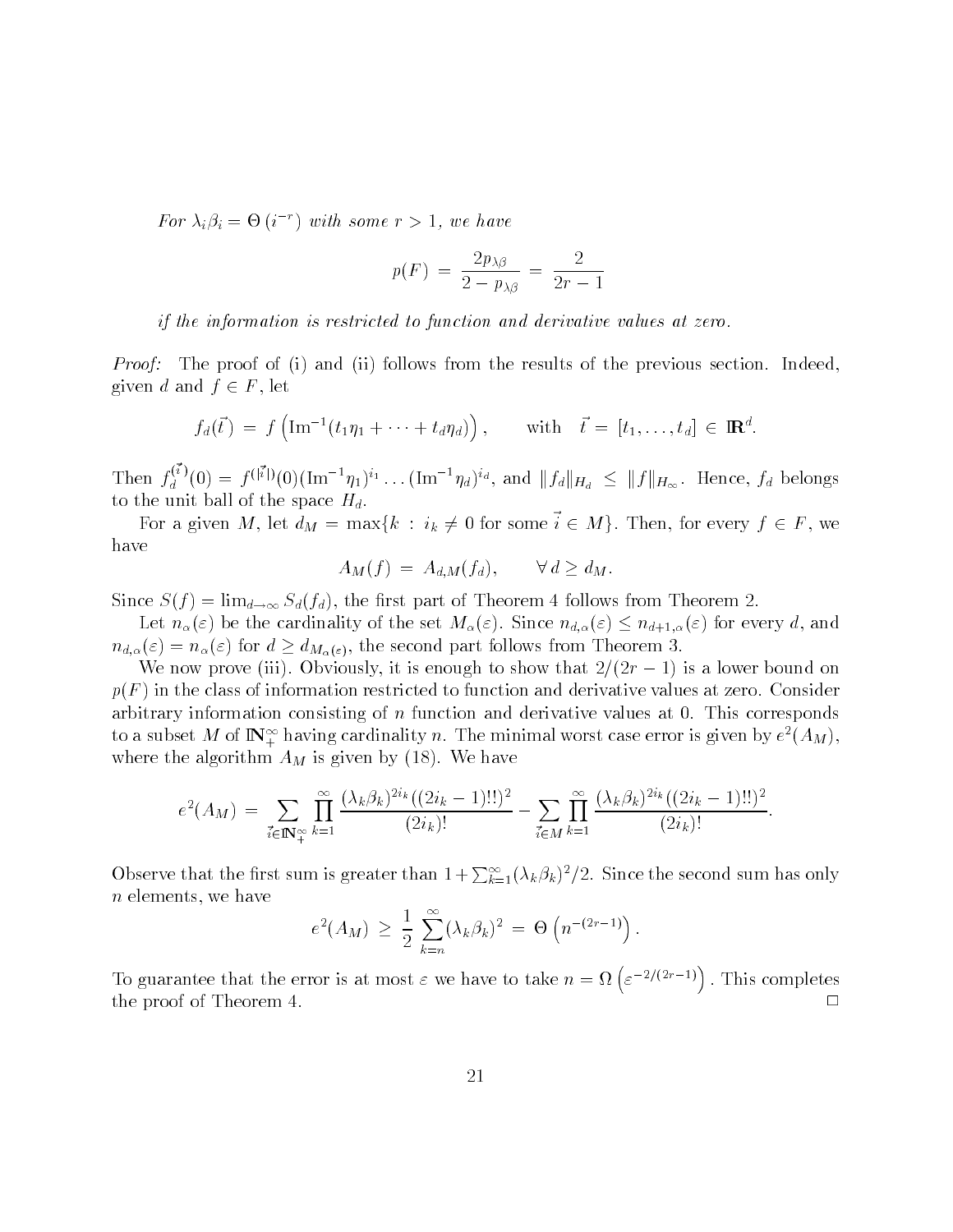*For $\lambda_i \beta_i = \Theta\left(i^{-r}\right)$ with some $r > 1$, we have*

$$p(F) \;=\; \frac{2 p_{\lambda\beta}}{2 - p_{\lambda\beta}} \;=\; \frac{2}{2r-1}$$

*if the information is restricted to function and derivative values at zero.*

*Proof:* The proof of (i) and (ii) follows from the results of the previous section. Indeed, given $d$ and $f \in F$, let

$$f_d(\vec{t}) \;=\; f\left(\mathrm{Im}^{-1}(t_1\eta_1 + \cdots + t_d\eta_d)\right), \qquad \text{with} \quad \vec{t} \,=\, [t_1, \ldots, t_d] \,\in\, \mathbb{R}^d.$$

Then $f_d^{(\vec{i})}(0) = f^{(|\vec{i}|)}(0)(\mathrm{Im}^{-1}\eta_1)^{i_1} \ldots (\mathrm{Im}^{-1}\eta_d)^{i_d}$, and $\|f_d\|_{H_d} \,\leq\, \|f\|_{H_\infty}$. Hence, $f_d$ belongs to the unit ball of the space $H_d$.

For a given $M$, let $d_M = \max\{k \,:\, i_k \neq 0 \text{ for some } \vec{i} \in M\}$. Then, for every $f \in F$, we have

$$A_M(f) \;=\; A_{d,M}(f_d), \qquad \forall\, d \geq d_M.$$

Since $S(f) = \lim_{d\to\infty} S_d(f_d)$, the first part of Theorem 4 follows from Theorem 2.

Let $n_\alpha(\varepsilon)$ be the cardinality of the set $M_\alpha(\varepsilon)$. Since $n_{d,\alpha}(\varepsilon) \leq n_{d+1,\alpha}(\varepsilon)$ for every $d$, and $n_{d,\alpha}(\varepsilon) = n_\alpha(\varepsilon)$ for $d \geq d_{M_\alpha(\varepsilon)}$, the second part follows from Theorem 3.

We now prove (iii). Obviously, it is enough to show that $2/(2r-1)$ is a lower bound on $p(F)$ in the class of information restricted to function and derivative values at zero. Consider arbitrary information consisting of $n$ function and derivative values at 0. This corresponds to a subset $M$ of $\mathbb{N}_+^\infty$ having cardinality $n$. The minimal worst case error is given by $e^2(A_M)$, where the algorithm $A_M$ is given by (18). We have

$$e^2(A_M) \;=\; \sum_{\vec{i}\in\mathbb{N}_+^\infty} \prod_{k=1}^{\infty} \frac{(\lambda_k\beta_k)^{2i_k}((2i_k-1)!!)^2}{(2i_k)!} - \sum_{\vec{i}\in M} \prod_{k=1}^{\infty} \frac{(\lambda_k\beta_k)^{2i_k}((2i_k-1)!!)^2}{(2i_k)!}.$$

Observe that the first sum is greater than $1 + \sum_{k=1}^\infty (\lambda_k\beta_k)^2/2$. Since the second sum has only $n$ elements, we have

$$e^2(A_M) \;\geq\; \frac{1}{2}\,\sum_{k=n}^{\infty} (\lambda_k\beta_k)^2 \;=\; \Theta\left(n^{-(2r-1)}\right).$$

To guarantee that the error is at most $\varepsilon$ we have to take $n = \Omega\left(\varepsilon^{-2/(2r-1)}\right)$. This completes the proof of Theorem 4. $\square$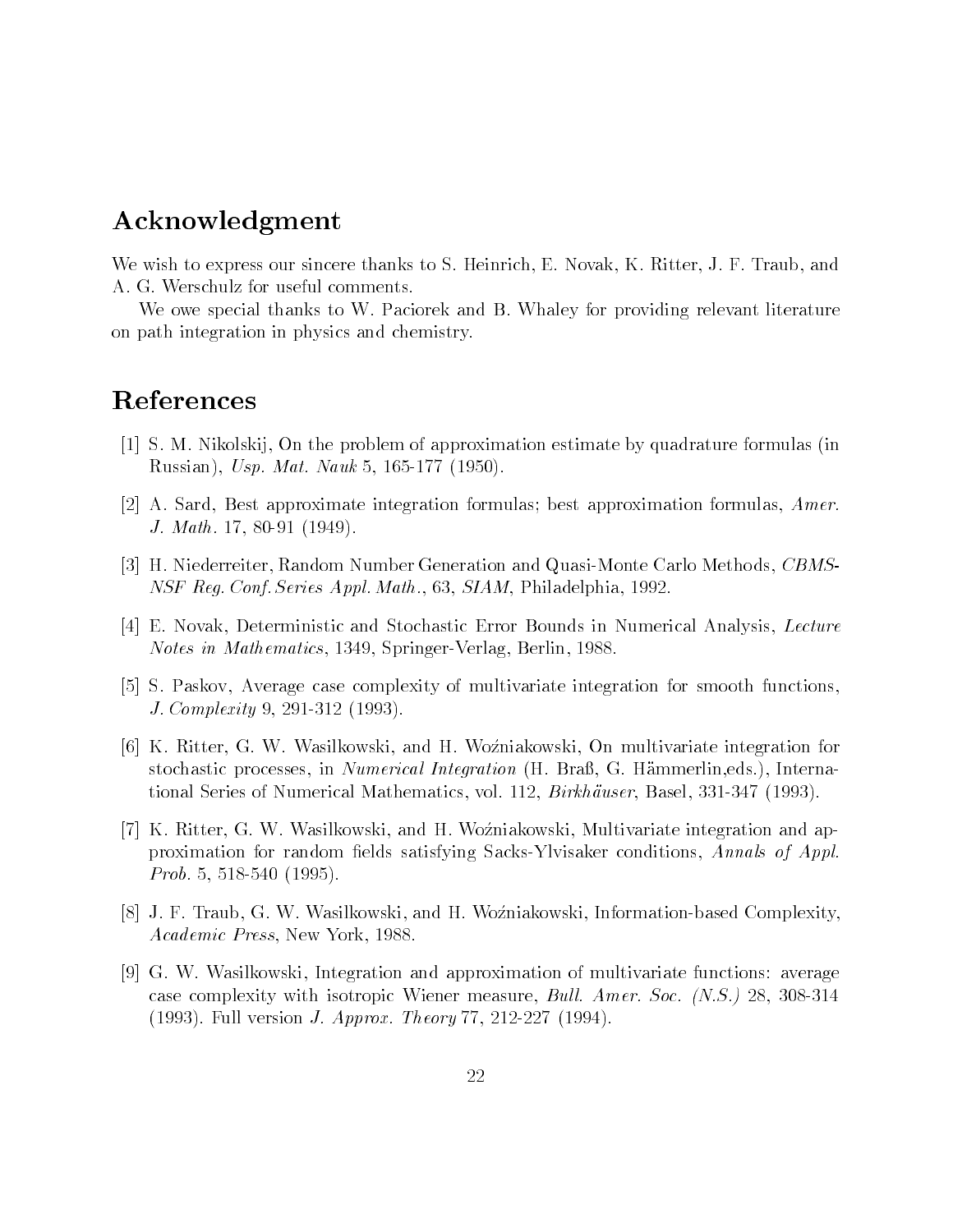## Acknowledgment

We wish to express our sincere thanks to S. Heinrich, E. Novak, K. Ritter, J. F. Traub, and A. G. Werschulz for useful comments.

We owe special thanks to W. Paciorek and B. Whaley for providing relevant literature on path integration in physics and chemistry.

## References

[1] S. M. Nikolskij, On the problem of approximation estimate by quadrature formulas (in Russian), *Usp. Mat. Nauk* 5, 165-177 (1950).

[2] A. Sard, Best approximate integration formulas; best approximation formulas, *Amer. J. Math.* 17, 80-91 (1949).

[3] H. Niederreiter, Random Number Generation and Quasi-Monte Carlo Methods, *CBMS-NSF Reg. Conf. Series Appl. Math.*, 63, *SIAM*, Philadelphia, 1992.

[4] E. Novak, Deterministic and Stochastic Error Bounds in Numerical Analysis, *Lecture Notes in Mathematics*, 1349, Springer-Verlag, Berlin, 1988.

[5] S. Paskov, Average case complexity of multivariate integration for smooth functions, *J. Complexity* 9, 291-312 (1993).

[6] K. Ritter, G. W. Wasilkowski, and H. Woźniakowski, On multivariate integration for stochastic processes, in *Numerical Integration* (H. Braß, G. Hämmerlin,eds.), International Series of Numerical Mathematics, vol. 112, *Birkhäuser*, Basel, 331-347 (1993).

[7] K. Ritter, G. W. Wasilkowski, and H. Woźniakowski, Multivariate integration and approximation for random fields satisfying Sacks-Ylvisaker conditions, *Annals of Appl. Prob.* 5, 518-540 (1995).

[8] J. F. Traub, G. W. Wasilkowski, and H. Woźniakowski, Information-based Complexity, *Academic Press*, New York, 1988.

[9] G. W. Wasilkowski, Integration and approximation of multivariate functions: average case complexity with isotropic Wiener measure, *Bull. Amer. Soc. (N.S.)* 28, 308-314 (1993). Full version *J. Approx. Theory* 77, 212-227 (1994).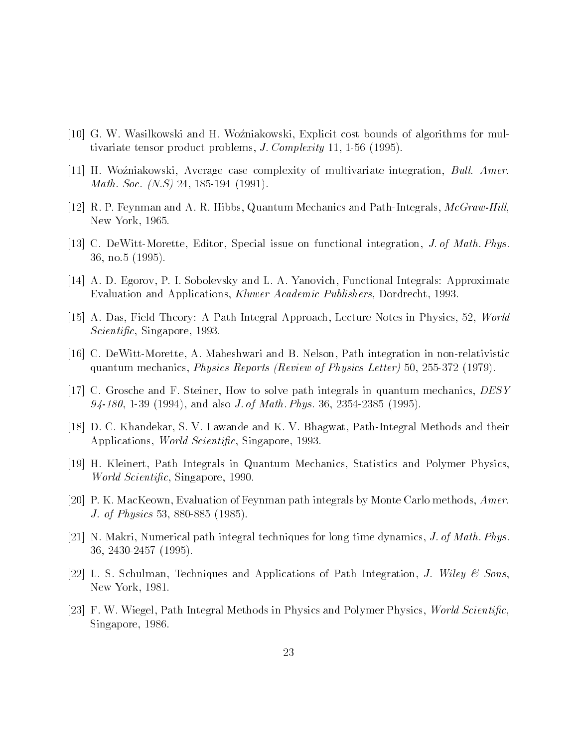[10] G. W. Wasilkowski and H. Woźniakowski, Explicit cost bounds of algorithms for multivariate tensor product problems, *J. Complexity* 11, 1-56 (1995).

[11] H. Woźniakowski, Average case complexity of multivariate integration, *Bull. Amer. Math. Soc. (N.S)* 24, 185-194 (1991).

[12] R. P. Feynman and A. R. Hibbs, Quantum Mechanics and Path-Integrals, *McGraw-Hill*, New York, 1965.

[13] C. DeWitt-Morette, Editor, Special issue on functional integration, *J. of Math. Phys.* 36, no.5 (1995).

[14] A. D. Egorov, P. I. Sobolevsky and L. A. Yanovich, Functional Integrals: Approximate Evaluation and Applications, *Kluwer Academic Publishers*, Dordrecht, 1993.

[15] A. Das, Field Theory: A Path Integral Approach, Lecture Notes in Physics, 52, *World Scientific*, Singapore, 1993.

[16] C. DeWitt-Morette, A. Maheshwari and B. Nelson, Path integration in non-relativistic quantum mechanics, *Physics Reports (Review of Physics Letter)* 50, 255-372 (1979).

[17] C. Grosche and F. Steiner, How to solve path integrals in quantum mechanics, *DESY 94-180*, 1-39 (1994), and also *J. of Math. Phys.* 36, 2354-2385 (1995).

[18] D. C. Khandekar, S. V. Lawande and K. V. Bhagwat, Path-Integral Methods and their Applications, *World Scientific*, Singapore, 1993.

[19] H. Kleinert, Path Integrals in Quantum Mechanics, Statistics and Polymer Physics, *World Scientific*, Singapore, 1990.

[20] P. K. MacKeown, Evaluation of Feynman path integrals by Monte Carlo methods, *Amer. J. of Physics* 53, 880-885 (1985).

[21] N. Makri, Numerical path integral techniques for long time dynamics, *J. of Math. Phys.* 36, 2430-2457 (1995).

[22] L. S. Schulman, Techniques and Applications of Path Integration, *J. Wiley & Sons*, New York, 1981.

[23] F. W. Wiegel, Path Integral Methods in Physics and Polymer Physics, *World Scientific*, Singapore, 1986.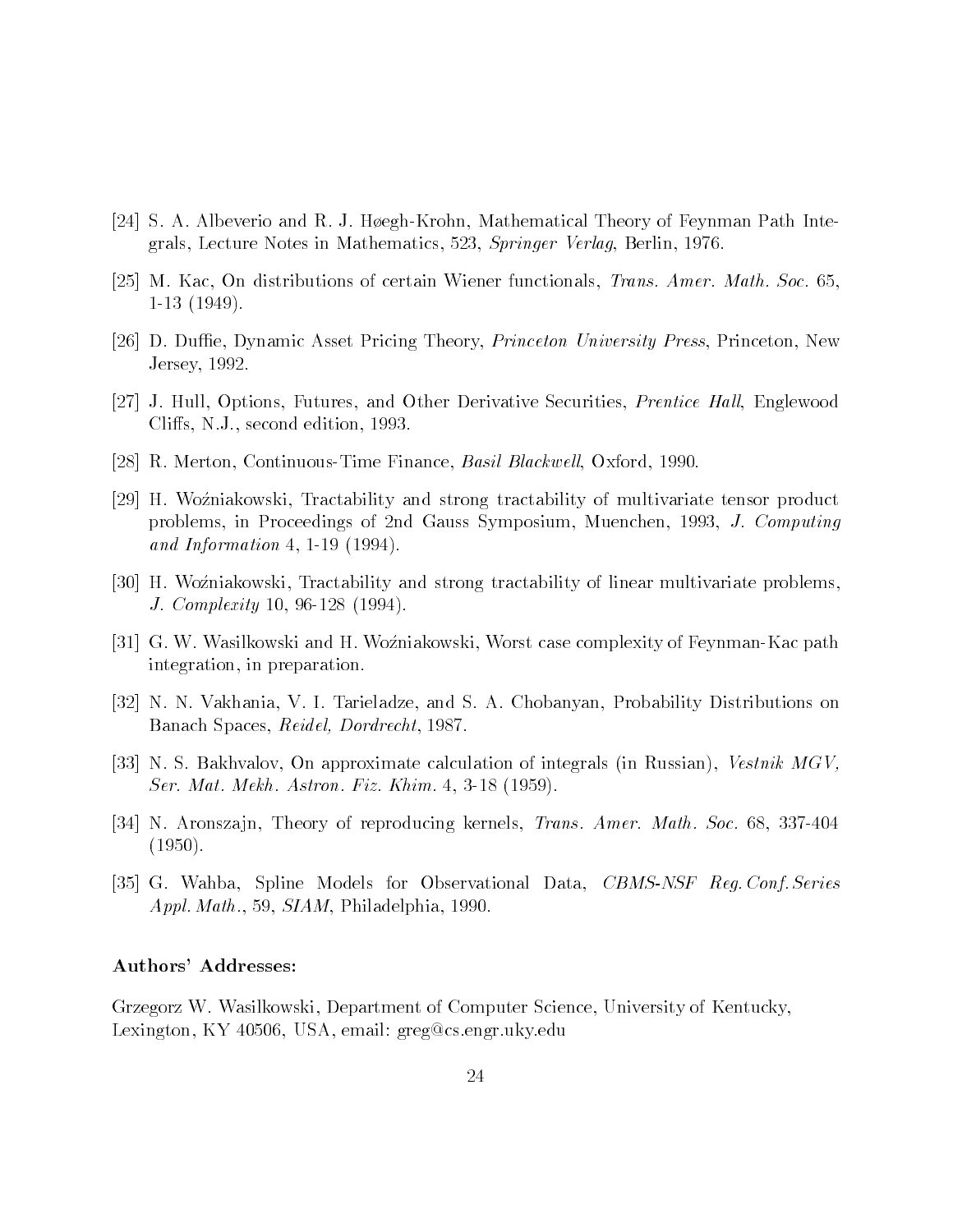[24] S. A. Albeverio and R. J. Høegh-Krohn, Mathematical Theory of Feynman Path Integrals, Lecture Notes in Mathematics, 523, *Springer Verlag*, Berlin, 1976.

[25] M. Kac, On distributions of certain Wiener functionals, *Trans. Amer. Math. Soc.* 65, 1-13 (1949).

[26] D. Duffie, Dynamic Asset Pricing Theory, *Princeton University Press*, Princeton, New Jersey, 1992.

[27] J. Hull, Options, Futures, and Other Derivative Securities, *Prentice Hall*, Englewood Cliffs, N.J., second edition, 1993.

[28] R. Merton, Continuous-Time Finance, *Basil Blackwell*, Oxford, 1990.

[29] H. Woźniakowski, Tractability and strong tractability of multivariate tensor product problems, in Proceedings of 2nd Gauss Symposium, Muenchen, 1993, *J. Computing and Information* 4, 1-19 (1994).

[30] H. Woźniakowski, Tractability and strong tractability of linear multivariate problems, *J. Complexity* 10, 96-128 (1994).

[31] G. W. Wasilkowski and H. Woźniakowski, Worst case complexity of Feynman-Kac path integration, in preparation.

[32] N. N. Vakhania, V. I. Tarieladze, and S. A. Chobanyan, Probability Distributions on Banach Spaces, *Reidel, Dordrecht*, 1987.

[33] N. S. Bakhvalov, On approximate calculation of integrals (in Russian), *Vestnik MGV, Ser. Mat. Mekh. Astron. Fiz. Khim.* 4, 3-18 (1959).

[34] N. Aronszajn, Theory of reproducing kernels, *Trans. Amer. Math. Soc.* 68, 337-404 (1950).

[35] G. Wahba, Spline Models for Observational Data, *CBMS-NSF Reg. Conf. Series Appl. Math.*, 59, *SIAM*, Philadelphia, 1990.

**Authors' Addresses:**

Grzegorz W. Wasilkowski, Department of Computer Science, University of Kentucky, Lexington, KY 40506, USA, email: greg@cs.engr.uky.edu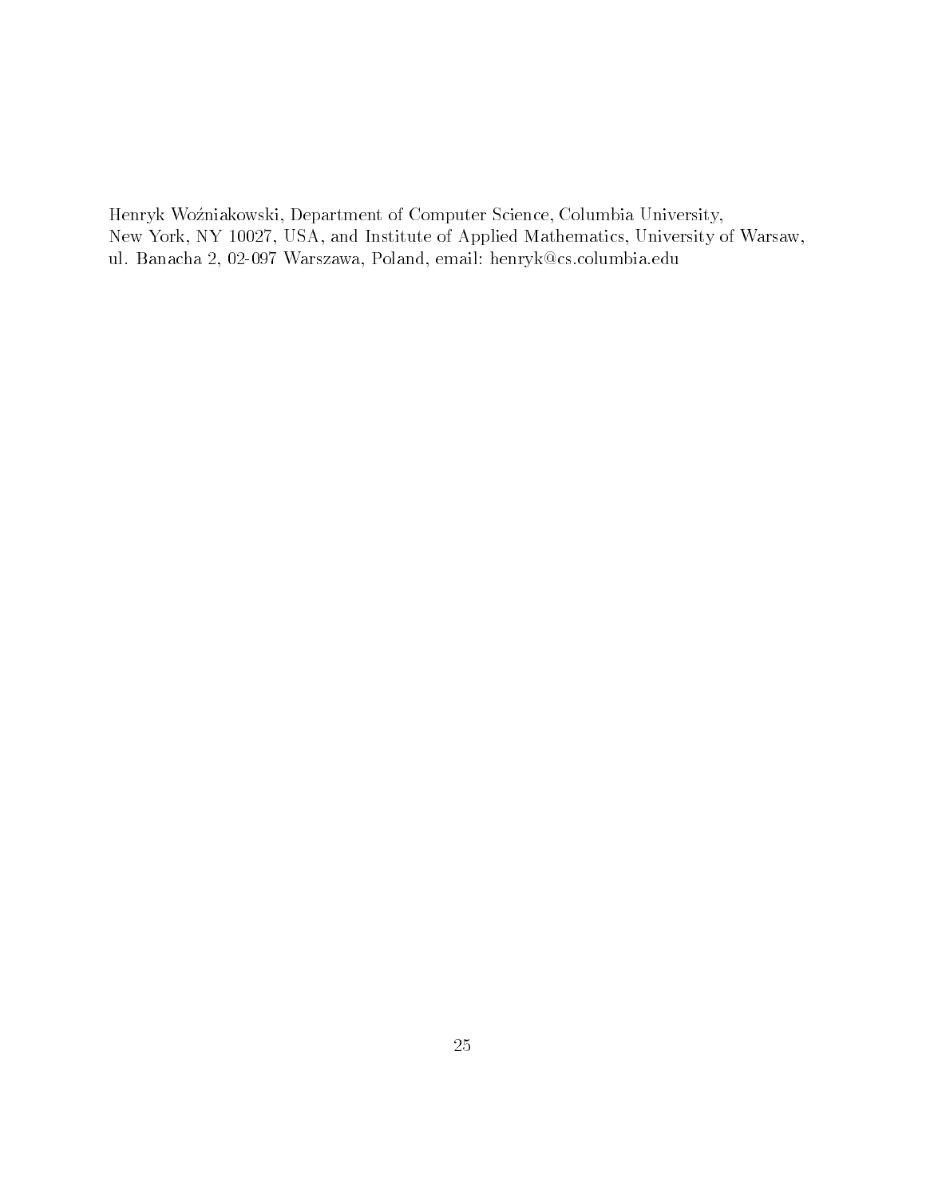Henryk Woźniakowski, Department of Computer Science, Columbia University,
New York, NY 10027, USA, and Institute of Applied Mathematics, University of Warsaw,
ul. Banacha 2, 02-097 Warszawa, Poland, email: henryk@cs.columbia.edu